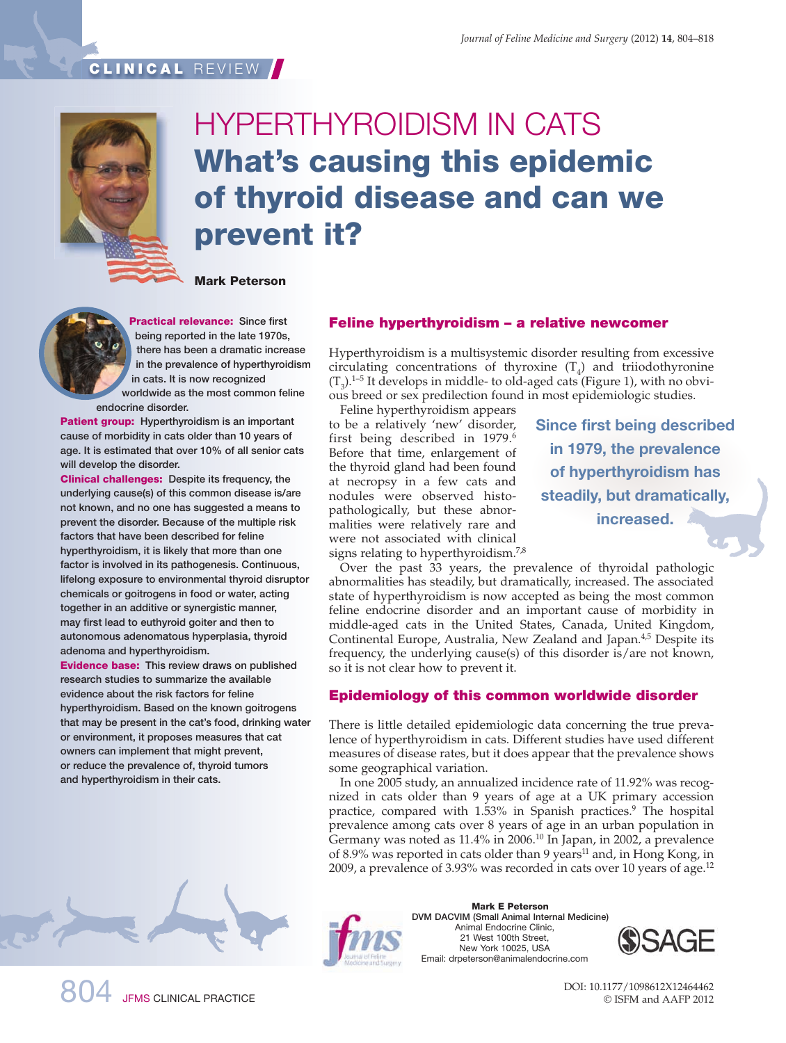CLINICAL REVIEW

# HYPERTHYROIDISM IN CATS

## What's causing this epidemic of thyroid disease and can we prevent it?

**Mark Peterson**

**Practical relevance:** Since first being reported in the late 1970s, there has been a dramatic increase in the prevalence of hyperthyroidism in cats. It is now recognized worldwide as the most common feline endocrine disorder.

**Patient group:** Hyperthyroidism is an important cause of morbidity in cats older than 10 years of age. It is estimated that over 10% of all senior cats will develop the disorder.

**Clinical challenges:** Despite its frequency, the underlying cause(s) of this common disease is/are not known, and no one has suggested a means to prevent the disorder. Because of the multiple risk factors that have been described for feline hyperthyroidism, it is likely that more than one factor is involved in its pathogenesis. Continuous, lifelong exposure to environmental thyroid disruptor chemicals or goitrogens in food or water, acting together in an additive or synergistic manner, may first lead to euthyroid goiter and then to autonomous adenomatous hyperplasia, thyroid adenoma and hyperthyroidism.

**Evidence base:** This review draws on published research studies to summarize the available evidence about the risk factors for feline hyperthyroidism. Based on the known goitrogens that may be present in the cat's food, drinking water or environment, it proposes measures that cat owners can implement that might prevent, or reduce the prevalence of, thyroid tumors and hyperthyroidism in their cats.

### Feline hyperthyroidism – a relative newcomer

Hyperthyroidism is a multisystemic disorder resulting from excessive circulating concentrations of thyroxine ($T_4$) and triiodothyronine ($T_3$).[1–5] It develops in middle- to old-aged cats (Figure 1), with no obvious breed or sex predilection found in most epidemiologic studies.

Feline hyperthyroidism appears to be a relatively 'new' disorder, first being described in 1979.[6] Before that time, enlargement of the thyroid gland had been found at necropsy in a few cats and nodules were observed histopathologically, but these abnormalities were relatively rare and were not associated with clinical signs relating to hyperthyroidism.[7,8]

> Since first being described in 1979, the prevalence of hyperthyroidism has steadily, but dramatically, increased.

Over the past 33 years, the prevalence of thyroidal pathologic abnormalities has steadily, but dramatically, increased. The associated state of hyperthyroidism is now accepted as being the most common feline endocrine disorder and an important cause of morbidity in middle-aged cats in the United States, Canada, United Kingdom, Continental Europe, Australia, New Zealand and Japan.[4,5] Despite its frequency, the underlying cause(s) of this disorder is/are not known, so it is not clear how to prevent it.

### Epidemiology of this common worldwide disorder

There is little detailed epidemiologic data concerning the true prevalence of hyperthyroidism in cats. Different studies have used different measures of disease rates, but it does appear that the prevalence shows some geographical variation.

In one 2005 study, an annualized incidence rate of 11.92% was recognized in cats older than 9 years of age at a UK primary accession practice, compared with 1.53% in Spanish practices.[9] The hospital prevalence among cats over 8 years of age in an urban population in Germany was noted as 11.4% in 2006.[10] In Japan, in 2002, a prevalence of 8.9% was reported in cats older than 9 years[11] and, in Hong Kong, in 2009, a prevalence of 3.93% was recorded in cats over 10 years of age.[12]

**Mark E Peterson**
DVM DACVIM (Small Animal Internal Medicine)
Animal Endocrine Clinic,
21 West 100th Street,
New York 10025, USA
Email: drpeterson@animalendocrine.com

DOI: 10.1177/1098612X12464462
© ISFM and AAFP 2012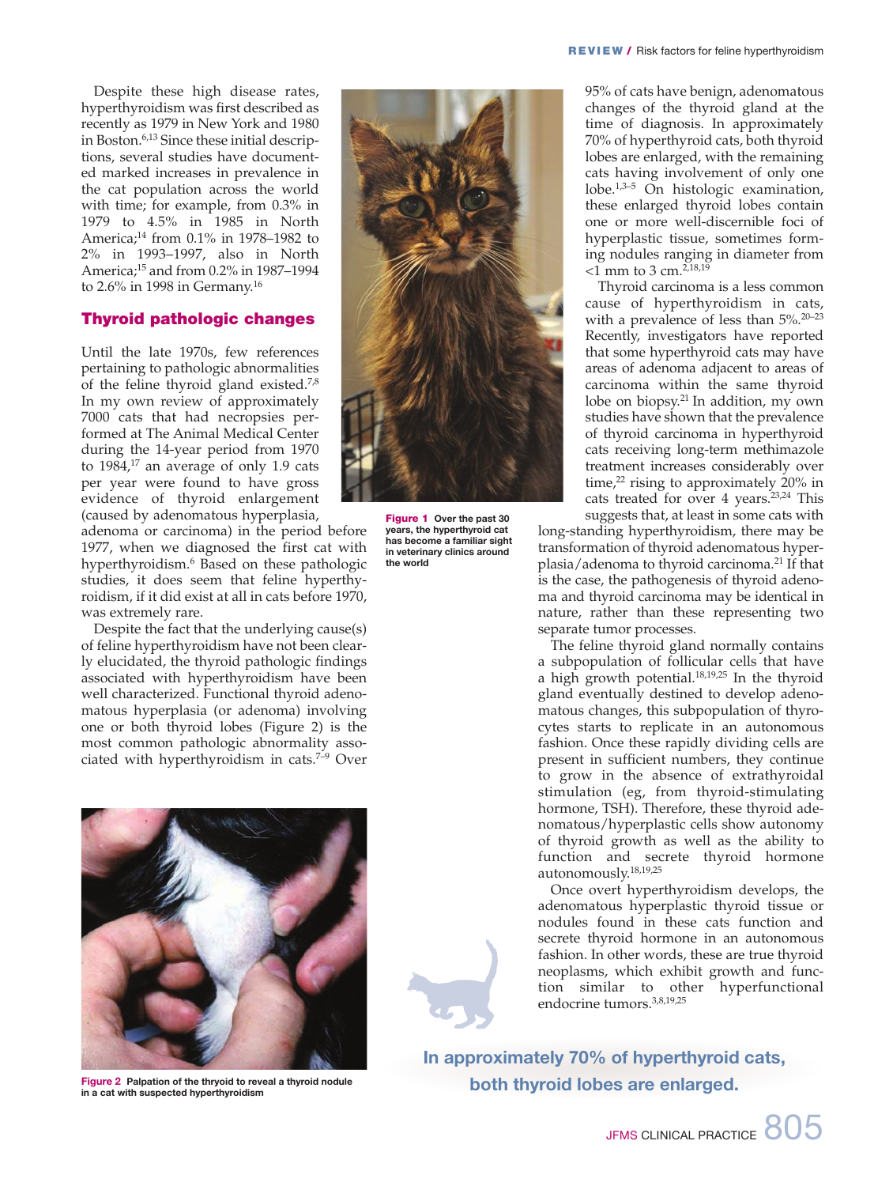Despite these high disease rates, hyperthyroidism was first described as recently as 1979 in New York and 1980 in Boston.[6,13] Since these initial descriptions, several studies have documented marked increases in prevalence in the cat population across the world with time; for example, from 0.3% in 1979 to 4.5% in 1985 in North America;[14] from 0.1% in 1978–1982 to 2% in 1993–1997, also in North America;[15] and from 0.2% in 1987–1994 to 2.6% in 1998 in Germany.[16]

## Thyroid pathologic changes

Until the late 1970s, few references pertaining to pathologic abnormalities of the feline thyroid gland existed.[7,8] In my own review of approximately 7000 cats that had necropsies performed at The Animal Medical Center during the 14-year period from 1970 to 1984,[17] an average of only 1.9 cats per year were found to have gross evidence of thyroid enlargement (caused by adenomatous hyperplasia, adenoma or carcinoma) in the period before 1977, when we diagnosed the first cat with hyperthyroidism.[6] Based on these pathologic studies, it does seem that feline hyperthyroidism, if it did exist at all in cats before 1970, was extremely rare.

Despite the fact that the underlying cause(s) of feline hyperthyroidism have not been clearly elucidated, the thyroid pathologic findings associated with hyperthyroidism have been well characterized. Functional thyroid adenomatous hyperplasia (or adenoma) involving one or both thyroid lobes (Figure 2) is the most common pathologic abnormality associated with hyperthyroidism in cats.[7–9] Over 95% of cats have benign, adenomatous changes of the thyroid gland at the time of diagnosis. In approximately 70% of hyperthyroid cats, both thyroid lobes are enlarged, with the remaining cats having involvement of only one lobe.[1,3–5] On histologic examination, these enlarged thyroid lobes contain one or more well-discernible foci of hyperplastic tissue, sometimes forming nodules ranging in diameter from <1 mm to 3 cm.[2,18,19]

Thyroid carcinoma is a less common cause of hyperthyroidism in cats, with a prevalence of less than 5%.[20–23] Recently, investigators have reported that some hyperthyroid cats may have areas of adenoma adjacent to areas of carcinoma within the same thyroid lobe on biopsy.[21] In addition, my own studies have shown that the prevalence of thyroid carcinoma in hyperthyroid cats receiving long-term methimazole treatment increases considerably over time,[22] rising to approximately 20% in cats treated for over 4 years.[23,24] This suggests that, at least in some cats with long-standing hyperthyroidism, there may be transformation of thyroid adenomatous hyperplasia/adenoma to thyroid carcinoma.[21] If that is the case, the pathogenesis of thyroid adenoma and thyroid carcinoma may be identical in nature, rather than these representing two separate tumor processes.

The feline thyroid gland normally contains a subpopulation of follicular cells that have a high growth potential.[18,19,25] In the thyroid gland eventually destined to develop adenomatous changes, this subpopulation of thyrocytes starts to replicate in an autonomous fashion. Once these rapidly dividing cells are present in sufficient numbers, they continue to grow in the absence of extrathyroidal stimulation (eg, from thyroid-stimulating hormone, TSH). Therefore, these thyroid adenomatous/hyperplastic cells show autonomy of thyroid growth as well as the ability to function and secrete thyroid hormone autonomously.[18,19,25]

Once overt hyperthyroidism develops, the adenomatous hyperplastic thyroid tissue or nodules found in these cats function and secrete thyroid hormone in an autonomous fashion. In other words, these are true thyroid neoplasms, which exhibit growth and function similar to other hyperfunctional endocrine tumors.[3,8,19,25]

**Figure 1** Over the past 30 years, the hyperthyroid cat has become a familiar sight in veterinary clinics around the world

**Figure 2** Palpation of the thryoid to reveal a thyroid nodule in a cat with suspected hyperthyroidism

**In approximately 70% of hyperthyroid cats, both thyroid lobes are enlarged.**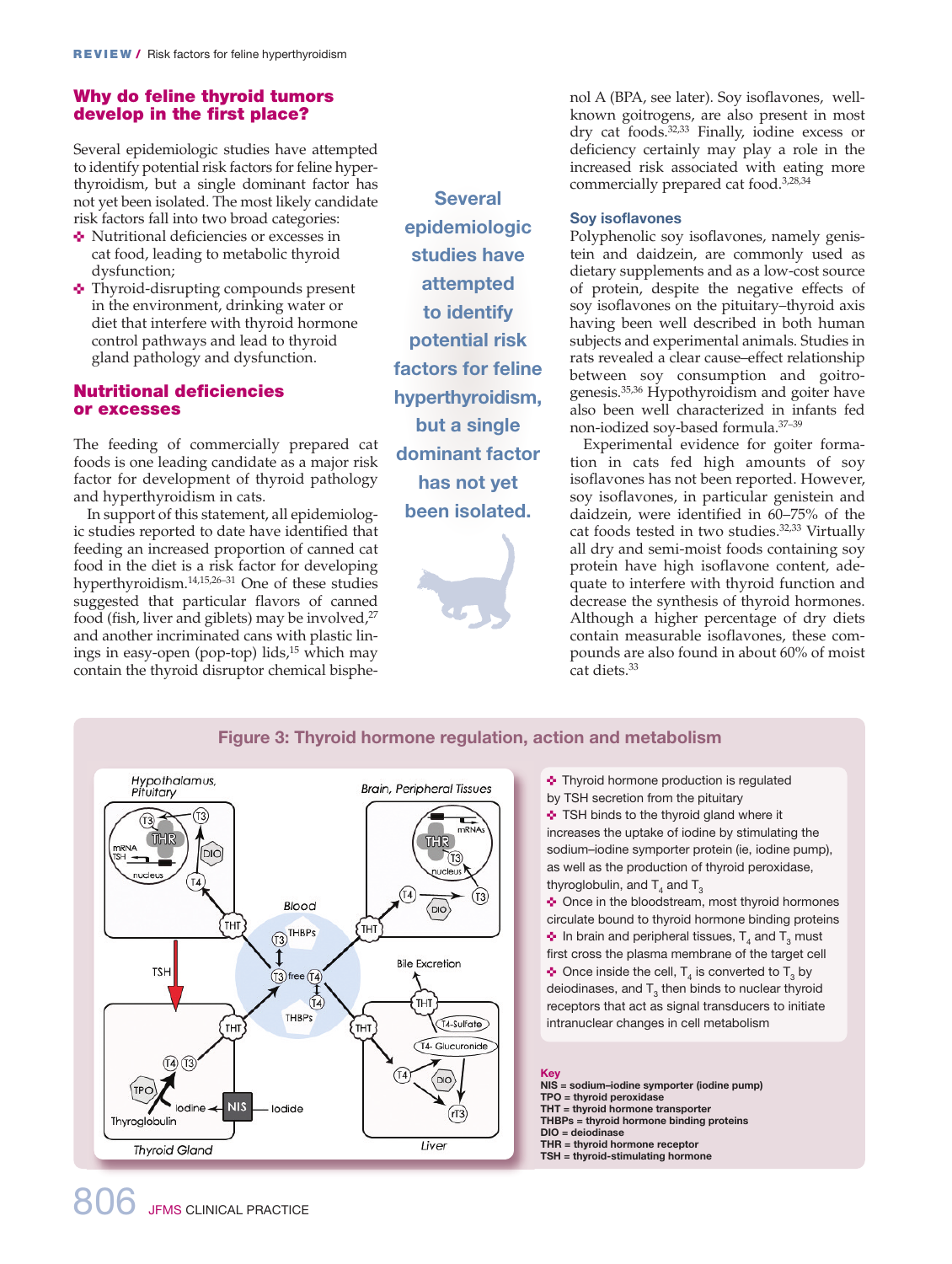## Why do feline thyroid tumors develop in the first place?

Several epidemiologic studies have attempted to identify potential risk factors for feline hyperthyroidism, but a single dominant factor has not yet been isolated. The most likely candidate risk factors fall into two broad categories:

- Nutritional deficiencies or excesses in cat food, leading to metabolic thyroid dysfunction;
- Thyroid-disrupting compounds present in the environment, drinking water or diet that interfere with thyroid hormone control pathways and lead to thyroid gland pathology and dysfunction.

## Nutritional deficiencies or excesses

The feeding of commercially prepared cat foods is one leading candidate as a major risk factor for development of thyroid pathology and hyperthyroidism in cats.

In support of this statement, all epidemiologic studies reported to date have identified that feeding an increased proportion of canned cat food in the diet is a risk factor for developing hyperthyroidism.[14,15,26–31] One of these studies suggested that particular flavors of canned food (fish, liver and giblets) may be involved,[27] and another incriminated cans with plastic linings in easy-open (pop-top) lids,[15] which may contain the thyroid disruptor chemical bisphenol A (BPA, see later). Soy isoflavones, well-known goitrogens, are also present in most dry cat foods.[32,33] Finally, iodine excess or deficiency certainly may play a role in the increased risk associated with eating more commercially prepared cat food.[3,28,34]

> Several epidemiologic studies have attempted to identify potential risk factors for feline hyperthyroidism, but a single dominant factor has not yet been isolated.

### Soy isoflavones

Polyphenolic soy isoflavones, namely genistein and daidzein, are commonly used as dietary supplements and as a low-cost source of protein, despite the negative effects of soy isoflavones on the pituitary–thyroid axis having been well described in both human subjects and experimental animals. Studies in rats revealed a clear cause–effect relationship between soy consumption and goitrogenesis.[35,36] Hypothyroidism and goiter have also been well characterized in infants fed non-iodized soy-based formula.[37–39]

Experimental evidence for goiter formation in cats fed high amounts of soy isoflavones has not been reported. However, soy isoflavones, in particular genistein and daidzein, were identified in 60–75% of the cat foods tested in two studies.[32,33] Virtually all dry and semi-moist foods containing soy protein have high isoflavone content, adequate to interfere with thyroid function and decrease the synthesis of thyroid hormones. Although a higher percentage of dry diets contain measurable isoflavones, these compounds are also found in about 60% of moist cat diets.[33]

**Figure 3: Thyroid hormone regulation, action and metabolism**

- Thyroid hormone production is regulated by TSH secretion from the pituitary
- TSH binds to the thyroid gland where it increases the uptake of iodine by stimulating the sodium–iodine symporter protein (ie, iodine pump), as well as the production of thyroid peroxidase, thyroglobulin, and $T_4$ and $T_3$
- Once in the bloodstream, most thyroid hormones circulate bound to thyroid hormone binding proteins
- In brain and peripheral tissues, $T_4$ and $T_3$ must first cross the plasma membrane of the target cell
- Once inside the cell, $T_4$ is converted to $T_3$ by deiodinases, and $T_3$ then binds to nuclear thyroid receptors that act as signal transducers to initiate intranuclear changes in cell metabolism

**Key**
**NIS = sodium–iodine symporter (iodine pump)**
**TPO = thyroid peroxidase**
**THT = thyroid hormone transporter**
**THBPs = thyroid hormone binding proteins**
**DIO = deiodinase**
**THR = thyroid hormone receptor**
**TSH = thyroid-stimulating hormone**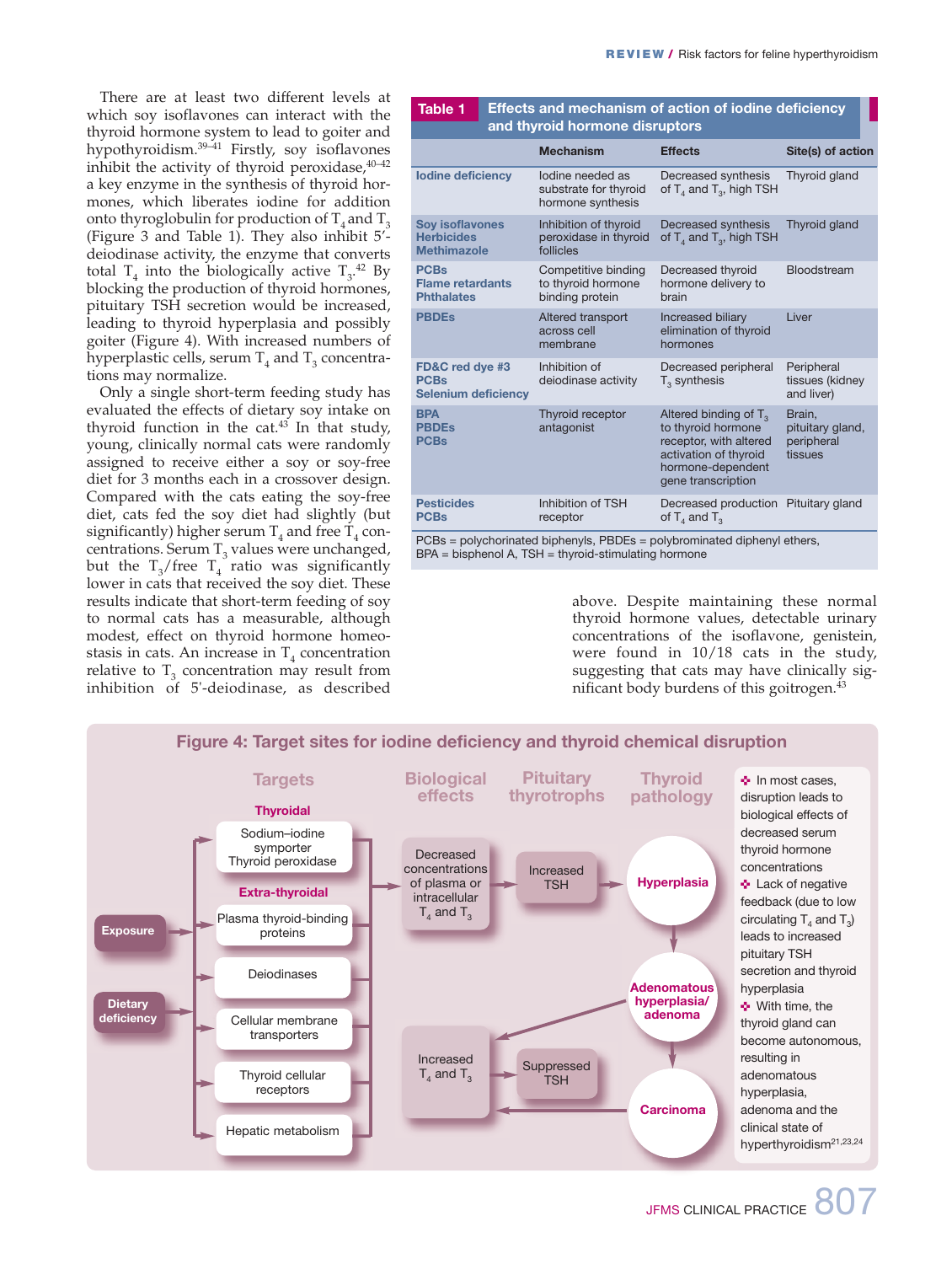There are at least two different levels at which soy isoflavones can interact with the thyroid hormone system to lead to goiter and hypothyroidism.[39–41] Firstly, soy isoflavones inhibit the activity of thyroid peroxidase,[40–42] a key enzyme in the synthesis of thyroid hormones, which liberates iodine for addition onto thyroglobulin for production of $T_4$ and $T_3$ (Figure 3 and Table 1). They also inhibit 5'-deiodinase activity, the enzyme that converts total $T_4$ into the biologically active $T_3$.[42] By blocking the production of thyroid hormones, pituitary TSH secretion would be increased, leading to thyroid hyperplasia and possibly goiter (Figure 4). With increased numbers of hyperplastic cells, serum $T_4$ and $T_3$ concentrations may normalize.

Only a single short-term feeding study has evaluated the effects of dietary soy intake on thyroid function in the cat.[43] In that study, young, clinically normal cats were randomly assigned to receive either a soy or soy-free diet for 3 months each in a crossover design. Compared with the cats eating the soy-free diet, cats fed the soy diet had slightly (but significantly) higher serum $T_4$ and free $T_4$ concentrations. Serum $T_3$ values were unchanged, but the $T_3$/free $T_4$ ratio was significantly lower in cats that received the soy diet. These results indicate that short-term feeding of soy to normal cats has a measurable, although modest, effect on thyroid hormone homeostasis in cats. An increase in $T_4$ concentration relative to $T_3$ concentration may result from inhibition of 5'-deiodinase, as described above. Despite maintaining these normal thyroid hormone values, detectable urinary concentrations of the isoflavone, genistein, were found in 10/18 cats in the study, suggesting that cats may have clinically significant body burdens of this goitrogen.[43]

**Table 1 Effects and mechanism of action of iodine deficiency and thyroid hormone disruptors**

| | Mechanism | Effects | Site(s) of action |
|---|---|---|---|
| **Iodine deficiency** | Iodine needed as substrate for thyroid hormone synthesis | Decreased synthesis of $T_4$ and $T_3$, high TSH | Thyroid gland |
| **Soy isoflavones**<br>**Herbicides**<br>**Methimazole** | Inhibition of thyroid peroxidase in thyroid follicles | Decreased synthesis of $T_4$ and $T_3$, high TSH | Thyroid gland |
| **PCBs**<br>**Flame retardants**<br>**Phthalates** | Competitive binding to thyroid hormone binding protein | Decreased thyroid hormone delivery to brain | Bloodstream |
| **PBDEs** | Altered transport across cell membrane | Increased biliary elimination of thyroid hormones | Liver |
| **FD&C red dye #3**<br>**PCBs**<br>**Selenium deficiency** | Inhibition of deiodinase activity | Decreased peripheral $T_3$ synthesis | Peripheral tissues (kidney and liver) |
| **BPA**<br>**PBDEs**<br>**PCBs** | Thyroid receptor antagonist | Altered binding of $T_3$ to thyroid hormone receptor, with altered activation of thyroid hormone-dependent gene transcription | Brain, pituitary gland, peripheral tissues |
| **Pesticides**<br>**PCBs** | Inhibition of TSH receptor | Decreased production of $T_4$ and $T_3$ | Pituitary gland |

PCBs = polychorinated biphenyls, PBDEs = polybrominated diphenyl ethers, BPA = bisphenol A, TSH = thyroid-stimulating hormone

**Figure 4: Target sites for iodine deficiency and thyroid chemical disruption**

- In most cases, disruption leads to biological effects of decreased serum thyroid hormone concentrations
- Lack of negative feedback (due to low circulating $T_4$ and $T_3$) leads to increased pituitary TSH secretion and thyroid hyperplasia
- With time, the thyroid gland can become autonomous, resulting in adenomatous hyperplasia, adenoma and the clinical state of hyperthyroidism[21,23,24]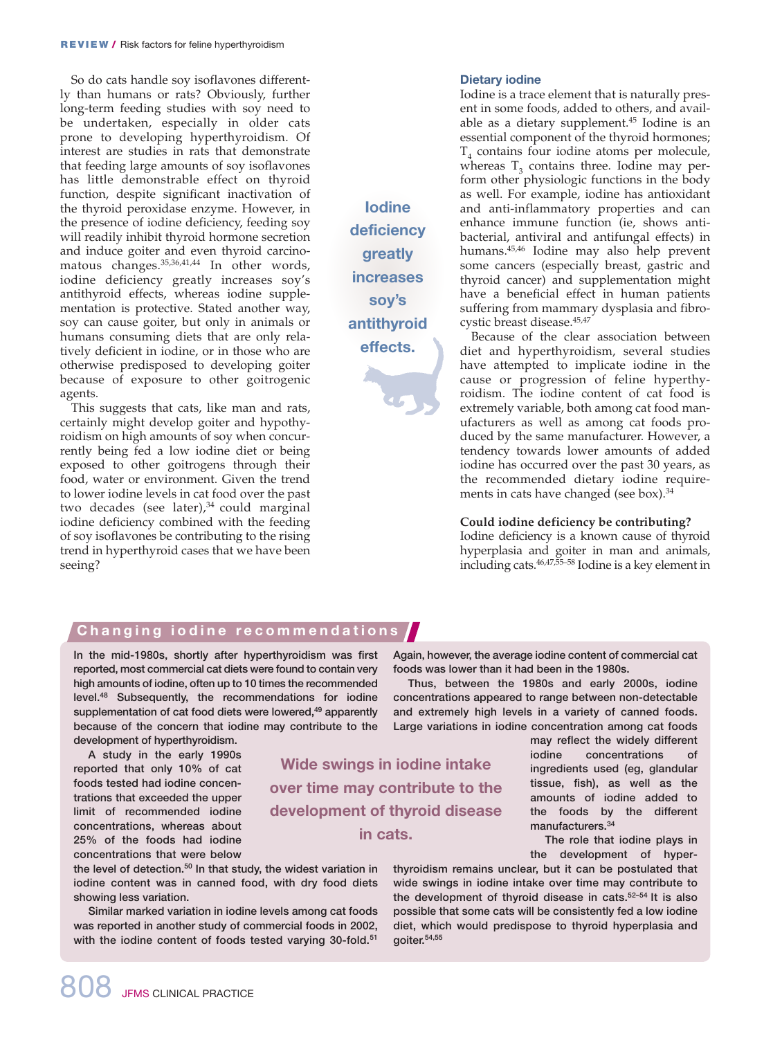So do cats handle soy isoflavones differently than humans or rats? Obviously, further long-term feeding studies with soy need to be undertaken, especially in older cats prone to developing hyperthyroidism. Of interest are studies in rats that demonstrate that feeding large amounts of soy isoflavones has little demonstrable effect on thyroid function, despite significant inactivation of the thyroid peroxidase enzyme. However, in the presence of iodine deficiency, feeding soy will readily inhibit thyroid hormone secretion and induce goiter and even thyroid carcinomatous changes.[35,36,41,44] In other words, iodine deficiency greatly increases soy's antithyroid effects, whereas iodine supplementation is protective. Stated another way, soy can cause goiter, but only in animals or humans consuming diets that are only relatively deficient in iodine, or in those who are otherwise predisposed to developing goiter because of exposure to other goitrogenic agents.

This suggests that cats, like man and rats, certainly might develop goiter and hypothyroidism on high amounts of soy when concurrently being fed a low iodine diet or being exposed to other goitrogens through their food, water or environment. Given the trend to lower iodine levels in cat food over the past two decades (see later),[34] could marginal iodine deficiency combined with the feeding of soy isoflavones be contributing to the rising trend in hyperthyroid cases that we have been seeing?

> **Iodine deficiency greatly increases soy's antithyroid effects.**

### Dietary iodine

Iodine is a trace element that is naturally present in some foods, added to others, and available as a dietary supplement.[45] Iodine is an essential component of the thyroid hormones; $T_4$ contains four iodine atoms per molecule, whereas $T_3$ contains three. Iodine may perform other physiologic functions in the body as well. For example, iodine has antioxidant and anti-inflammatory properties and can enhance immune function (ie, shows antibacterial, antiviral and antifungal effects) in humans.[45,46] Iodine may also help prevent some cancers (especially breast, gastric and thyroid cancer) and supplementation might have a beneficial effect in human patients suffering from mammary dysplasia and fibrocystic breast disease.[45,47]

Because of the clear association between diet and hyperthyroidism, several studies have attempted to implicate iodine in the cause or progression of feline hyperthyroidism. The iodine content of cat food is extremely variable, both among cat food manufacturers as well as among cat foods produced by the same manufacturer. However, a tendency towards lower amounts of added iodine has occurred over the past 30 years, as the recommended dietary iodine requirements in cats have changed (see box).[34]

**Could iodine deficiency be contributing?**

Iodine deficiency is a known cause of thyroid hyperplasia and goiter in man and animals, including cats.[46,47,55–58] Iodine is a key element in

## Changing iodine recommendations

In the mid-1980s, shortly after hyperthyroidism was first reported, most commercial cat diets were found to contain very high amounts of iodine, often up to 10 times the recommended level.[48] Subsequently, the recommendations for iodine supplementation of cat food diets were lowered,[49] apparently because of the concern that iodine may contribute to the development of hyperthyroidism.

A study in the early 1990s reported that only 10% of cat foods tested had iodine concentrations that exceeded the upper limit of recommended iodine concentrations, whereas about 25% of the foods had iodine concentrations that were below the level of detection.[50] In that study, the widest variation in iodine content was in canned food, with dry food diets showing less variation.

Similar marked variation in iodine levels among cat foods was reported in another study of commercial foods in 2002, with the iodine content of foods tested varying 30-fold.[51] Again, however, the average iodine content of commercial cat foods was lower than it had been in the 1980s.

Thus, between the 1980s and early 2000s, iodine concentrations appeared to range between non-detectable and extremely high levels in a variety of canned foods. Large variations in iodine concentration among cat foods may reflect the widely different iodine concentrations of ingredients used (eg, glandular tissue, fish), as well as the amounts of iodine added to the foods by the different manufacturers.[34]

The role that iodine plays in the development of hyperthyroidism remains unclear, but it can be postulated that wide swings in iodine intake over time may contribute to the development of thyroid disease in cats.[52–54] It is also possible that some cats will be consistently fed a low iodine diet, which would predispose to thyroid hyperplasia and goiter.[54,55]

> **Wide swings in iodine intake over time may contribute to the development of thyroid disease in cats.**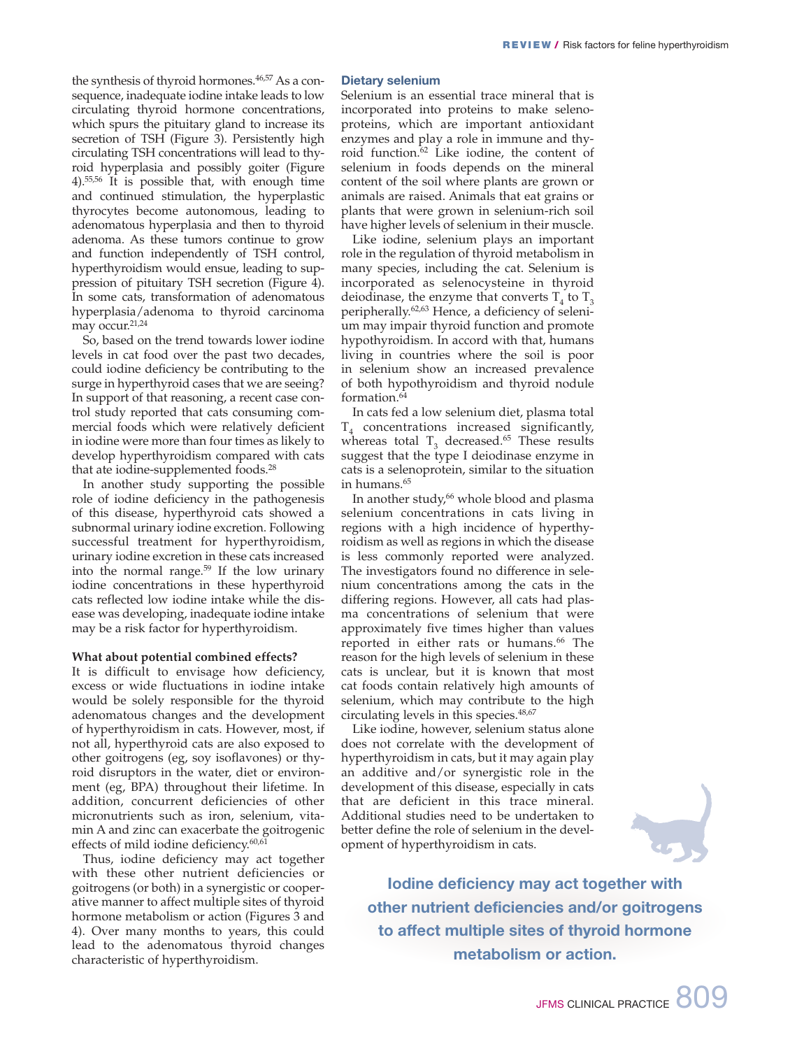the synthesis of thyroid hormones.[46,57] As a consequence, inadequate iodine intake leads to low circulating thyroid hormone concentrations, which spurs the pituitary gland to increase its secretion of TSH (Figure 3). Persistently high circulating TSH concentrations will lead to thyroid hyperplasia and possibly goiter (Figure 4).[55,56] It is possible that, with enough time and continued stimulation, the hyperplastic thyrocytes become autonomous, leading to adenomatous hyperplasia and then to thyroid adenoma. As these tumors continue to grow and function independently of TSH control, hyperthyroidism would ensue, leading to suppression of pituitary TSH secretion (Figure 4). In some cats, transformation of adenomatous hyperplasia/adenoma to thyroid carcinoma may occur.[21,24]

So, based on the trend towards lower iodine levels in cat food over the past two decades, could iodine deficiency be contributing to the surge in hyperthyroid cases that we are seeing? In support of that reasoning, a recent case control study reported that cats consuming commercial foods which were relatively deficient in iodine were more than four times as likely to develop hyperthyroidism compared with cats that ate iodine-supplemented foods.[28]

In another study supporting the possible role of iodine deficiency in the pathogenesis of this disease, hyperthyroid cats showed a subnormal urinary iodine excretion. Following successful treatment for hyperthyroidism, urinary iodine excretion in these cats increased into the normal range.[59] If the low urinary iodine concentrations in these hyperthyroid cats reflected low iodine intake while the disease was developing, inadequate iodine intake may be a risk factor for hyperthyroidism.

**What about potential combined effects?**

It is difficult to envisage how deficiency, excess or wide fluctuations in iodine intake would be solely responsible for the thyroid adenomatous changes and the development of hyperthyroidism in cats. However, most, if not all, hyperthyroid cats are also exposed to other goitrogens (eg, soy isoflavones) or thyroid disruptors in the water, diet or environment (eg, BPA) throughout their lifetime. In addition, concurrent deficiencies of other micronutrients such as iron, selenium, vitamin A and zinc can exacerbate the goitrogenic effects of mild iodine deficiency.[60,61]

Thus, iodine deficiency may act together with these other nutrient deficiencies or goitrogens (or both) in a synergistic or cooperative manner to affect multiple sites of thyroid hormone metabolism or action (Figures 3 and 4). Over many months to years, this could lead to the adenomatous thyroid changes characteristic of hyperthyroidism.

### Dietary selenium

Selenium is an essential trace mineral that is incorporated into proteins to make selenoproteins, which are important antioxidant enzymes and play a role in immune and thyroid function.[62] Like iodine, the content of selenium in foods depends on the mineral content of the soil where plants are grown or animals are raised. Animals that eat grains or plants that were grown in selenium-rich soil have higher levels of selenium in their muscle.

Like iodine, selenium plays an important role in the regulation of thyroid metabolism in many species, including the cat. Selenium is incorporated as selenocysteine in thyroid deiodinase, the enzyme that converts $T_4$ to $T_3$ peripherally.[62,63] Hence, a deficiency of selenium may impair thyroid function and promote hypothyroidism. In accord with that, humans living in countries where the soil is poor in selenium show an increased prevalence of both hypothyroidism and thyroid nodule formation.[64]

In cats fed a low selenium diet, plasma total $T_4$ concentrations increased significantly, whereas total $T_3$ decreased.[65] These results suggest that the type I deiodinase enzyme in cats is a selenoprotein, similar to the situation in humans.[65]

In another study,[66] whole blood and plasma selenium concentrations in cats living in regions with a high incidence of hyperthyroidism as well as regions in which the disease is less commonly reported were analyzed. The investigators found no difference in selenium concentrations among the cats in the differing regions. However, all cats had plasma concentrations of selenium that were approximately five times higher than values reported in either rats or humans.[66] The reason for the high levels of selenium in these cats is unclear, but it is known that most cat foods contain relatively high amounts of selenium, which may contribute to the high circulating levels in this species.[48,67]

Like iodine, however, selenium status alone does not correlate with the development of hyperthyroidism in cats, but it may again play an additive and/or synergistic role in the development of this disease, especially in cats that are deficient in this trace mineral. Additional studies need to be undertaken to better define the role of selenium in the development of hyperthyroidism in cats.

**Iodine deficiency may act together with other nutrient deficiencies and/or goitrogens to affect multiple sites of thyroid hormone metabolism or action.**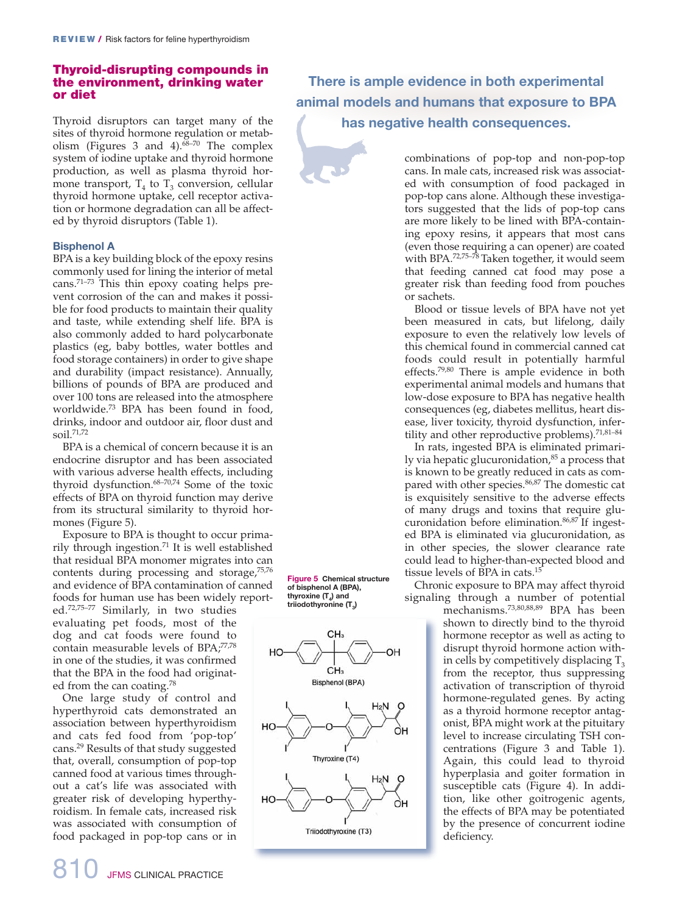## Thyroid-disrupting compounds in the environment, drinking water or diet

Thyroid disruptors can target many of the sites of thyroid hormone regulation or metabolism (Figures 3 and 4).[68–70] The complex system of iodine uptake and thyroid hormone production, as well as plasma thyroid hormone transport, $T_4$ to $T_3$ conversion, cellular thyroid hormone uptake, cell receptor activation or hormone degradation can all be affected by thyroid disruptors (Table 1).

### Bisphenol A

BPA is a key building block of the epoxy resins commonly used for lining the interior of metal cans.[71–73] This thin epoxy coating helps prevent corrosion of the can and makes it possible for food products to maintain their quality and taste, while extending shelf life. BPA is also commonly added to hard polycarbonate plastics (eg, baby bottles, water bottles and food storage containers) in order to give shape and durability (impact resistance). Annually, billions of pounds of BPA are produced and over 100 tons are released into the atmosphere worldwide.[73] BPA has been found in food, drinks, indoor and outdoor air, floor dust and soil.[71,72]

BPA is a chemical of concern because it is an endocrine disruptor and has been associated with various adverse health effects, including thyroid dysfunction.[68–70,74] Some of the toxic effects of BPA on thyroid function may derive from its structural similarity to thyroid hormones (Figure 5).

Exposure to BPA is thought to occur primarily through ingestion.[71] It is well established that residual BPA monomer migrates into can contents during processing and storage,[75,76] and evidence of BPA contamination of canned foods for human use has been widely reported.[72,75–77] Similarly, in two studies evaluating pet foods, most of the dog and cat foods were found to contain measurable levels of BPA;[77,78] in one of the studies, it was confirmed that the BPA in the food had originated from the can coating.[78]

One large study of control and hyperthyroid cats demonstrated an association between hyperthyroidism and cats fed food from 'pop-top' cans.[29] Results of that study suggested that, overall, consumption of pop-top canned food at various times throughout a cat's life was associated with greater risk of developing hyperthyroidism. In female cats, increased risk was associated with consumption of food packaged in pop-top cans or in combinations of pop-top and non-pop-top cans. In male cats, increased risk was associated with consumption of food packaged in pop-top cans alone. Although these investigators suggested that the lids of pop-top cans are more likely to be lined with BPA-containing epoxy resins, it appears that most cans (even those requiring a can opener) are coated with BPA.[72,75–78] Taken together, it would seem that feeding canned cat food may pose a greater risk than feeding food from pouches or sachets.

**There is ample evidence in both experimental animal models and humans that exposure to BPA has negative health consequences.**

Blood or tissue levels of BPA have not yet been measured in cats, but lifelong, daily exposure to even the relatively low levels of this chemical found in commercial canned cat foods could result in potentially harmful effects.[79,80] There is ample evidence in both experimental animal models and humans that low-dose exposure to BPA has negative health consequences (eg, diabetes mellitus, heart disease, liver toxicity, thyroid dysfunction, infertility and other reproductive problems).[71,81–84]

In rats, ingested BPA is eliminated primarily via hepatic glucuronidation,[85] a process that is known to be greatly reduced in cats as compared with other species.[86,87] The domestic cat is exquisitely sensitive to the adverse effects of many drugs and toxins that require glucuronidation before elimination.[86,87] If ingested BPA is eliminated via glucuronidation, as in other species, the slower clearance rate could lead to higher-than-expected blood and tissue levels of BPA in cats.[15]

Chronic exposure to BPA may affect thyroid signaling through a number of potential mechanisms.[73,80,88,89] BPA has been shown to directly bind to the thyroid hormone receptor as well as acting to disrupt thyroid hormone action within cells by competitively displacing $T_3$ from the receptor, thus suppressing activation of transcription of thyroid hormone-regulated genes. By acting as a thyroid hormone receptor antagonist, BPA might work at the pituitary level to increase circulating TSH concentrations (Figure 3 and Table 1). Again, this could lead to thyroid hyperplasia and goiter formation in susceptible cats (Figure 4). In addition, like other goitrogenic agents, the effects of BPA may be potentiated by the presence of concurrent iodine deficiency.

**Figure 5** Chemical structure of bisphenol A (BPA), thyroxine ($T_4$) and triiodothyronine ($T_3$)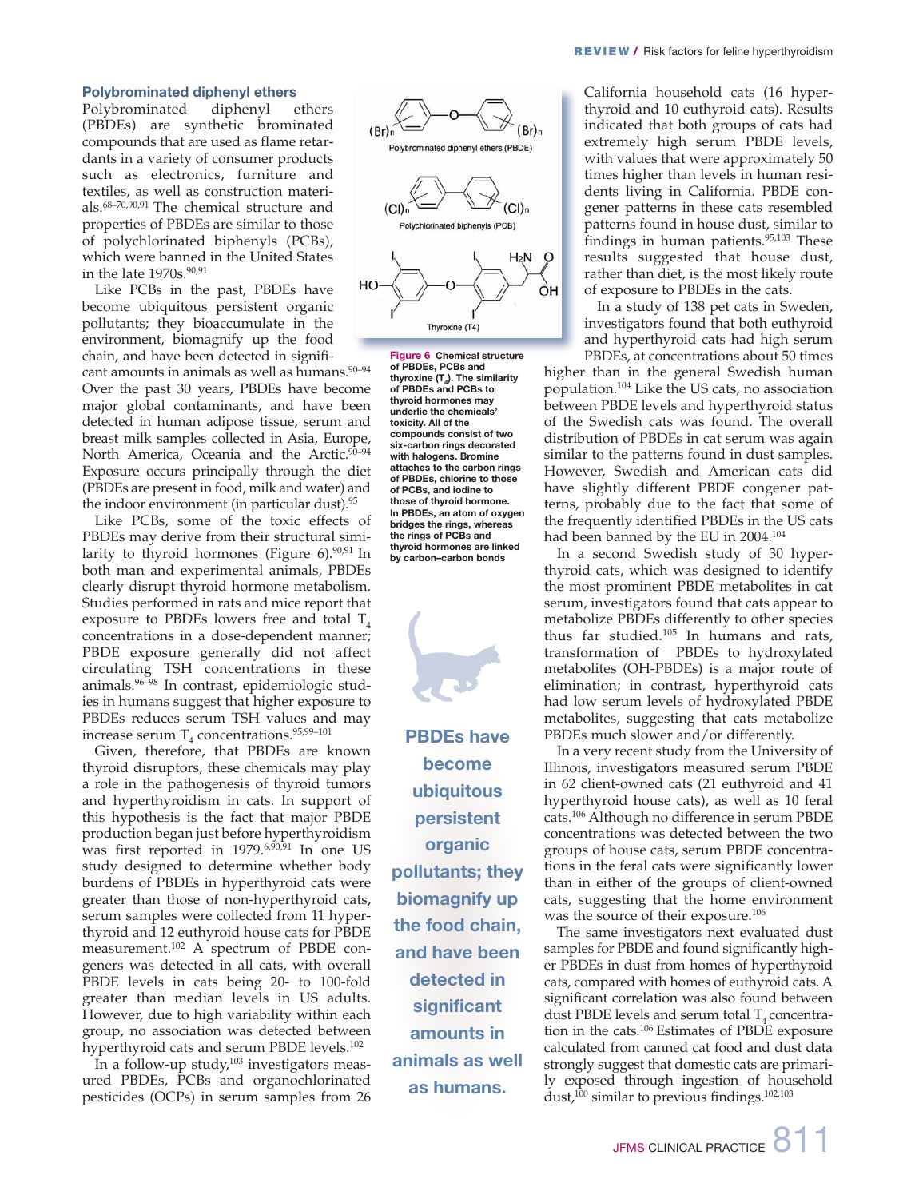### Polybrominated diphenyl ethers

Polybrominated diphenyl ethers (PBDEs) are synthetic brominated compounds that are used as flame retardants in a variety of consumer products such as electronics, furniture and textiles, as well as construction materials.[68–70,90,91] The chemical structure and properties of PBDEs are similar to those of polychlorinated biphenyls (PCBs), which were banned in the United States in the late 1970s.[90,91]

Like PCBs in the past, PBDEs have become ubiquitous persistent organic pollutants; they bioaccumulate in the environment, biomagnify up the food chain, and have been detected in significant amounts in animals as well as humans.[90–94] Over the past 30 years, PBDEs have become major global contaminants, and have been detected in human adipose tissue, serum and breast milk samples collected in Asia, Europe, North America, Oceania and the Arctic.[90–94] Exposure occurs principally through the diet (PBDEs are present in food, milk and water) and the indoor environment (in particular dust).[95]

Like PCBs, some of the toxic effects of PBDEs may derive from their structural similarity to thyroid hormones (Figure 6).[90,91] In both man and experimental animals, PBDEs clearly disrupt thyroid hormone metabolism. Studies performed in rats and mice report that exposure to PBDEs lowers free and total $T_4$ concentrations in a dose-dependent manner; PBDE exposure generally did not affect circulating TSH concentrations in these animals.[96–98] In contrast, epidemiologic studies in humans suggest that higher exposure to PBDEs reduces serum TSH values and may increase serum $T_4$ concentrations.[95,99–101]

Given, therefore, that PBDEs are known thyroid disruptors, these chemicals may play a role in the pathogenesis of thyroid tumors and hyperthyroidism in cats. In support of this hypothesis is the fact that major PBDE production began just before hyperthyroidism was first reported in 1979.[6,90,91] In one US study designed to determine whether body burdens of PBDEs in hyperthyroid cats were greater than those of non-hyperthyroid cats, serum samples were collected from 11 hyperthyroid and 12 euthyroid house cats for PBDE measurement.[102] A spectrum of PBDE congeners was detected in all cats, with overall PBDE levels in cats being 20- to 100-fold greater than median levels in US adults. However, due to high variability within each group, no association was detected between hyperthyroid cats and serum PBDE levels.[102]

In a follow-up study,[103] investigators measured PBDEs, PCBs and organochlorinated pesticides (OCPs) in serum samples from 26 California household cats (16 hyperthyroid and 10 euthyroid cats). Results indicated that both groups of cats had extremely high serum PBDE levels, with values that were approximately 50 times higher than levels in human residents living in California. PBDE congener patterns in these cats resembled patterns found in house dust, similar to findings in human patients.[95,103] These results suggested that house dust, rather than diet, is the most likely route of exposure to PBDEs in the cats.

In a study of 138 pet cats in Sweden, investigators found that both euthyroid and hyperthyroid cats had high serum PBDEs, at concentrations about 50 times higher than in the general Swedish human population.[104] Like the US cats, no association between PBDE levels and hyperthyroid status of the Swedish cats was found. The overall distribution of PBDEs in cat serum was again similar to the patterns found in dust samples. However, Swedish and American cats did have slightly different PBDE congener patterns, probably due to the fact that some of the frequently identified PBDEs in the US cats had been banned by the EU in 2004.[104]

In a second Swedish study of 30 hyperthyroid cats, which was designed to identify the most prominent PBDE metabolites in cat serum, investigators found that cats appear to metabolize PBDEs differently to other species thus far studied.[105] In humans and rats, transformation of PBDEs to hydroxylated metabolites (OH-PBDEs) is a major route of elimination; in contrast, hyperthyroid cats had low serum levels of hydroxylated PBDE metabolites, suggesting that cats metabolize PBDEs much slower and/or differently.

In a very recent study from the University of Illinois, investigators measured serum PBDE in 62 client-owned cats (21 euthyroid and 41 hyperthyroid house cats), as well as 10 feral cats.[106] Although no difference in serum PBDE concentrations was detected between the two groups of house cats, serum PBDE concentrations in the feral cats were significantly lower than in either of the groups of client-owned cats, suggesting that the home environment was the source of their exposure.[106]

The same investigators next evaluated dust samples for PBDE and found significantly higher PBDEs in dust from homes of hyperthyroid cats, compared with homes of euthyroid cats. A significant correlation was also found between dust PBDE levels and serum total $T_4$ concentration in the cats.[106] Estimates of PBDE exposure calculated from canned cat food and dust data strongly suggest that domestic cats are primarily exposed through ingestion of household dust,[100] similar to previous findings.[102,103]

**Figure 6** Chemical structure of PBDEs, PCBs and thyroxine ($T_4$). The similarity of PBDEs and PCBs to thyroid hormones may underlie the chemicals' toxicity. All of the compounds consist of two six-carbon rings decorated with halogens. Bromine attaches to the carbon rings of PBDEs, chlorine to those of PCBs, and iodine to those of thyroid hormone. In PBDEs, an atom of oxygen bridges the rings, whereas the rings of PCBs and thyroid hormones are linked by carbon–carbon bonds

**PBDEs have become ubiquitous persistent organic pollutants; they biomagnify up the food chain, and have been detected in significant amounts in animals as well as humans.**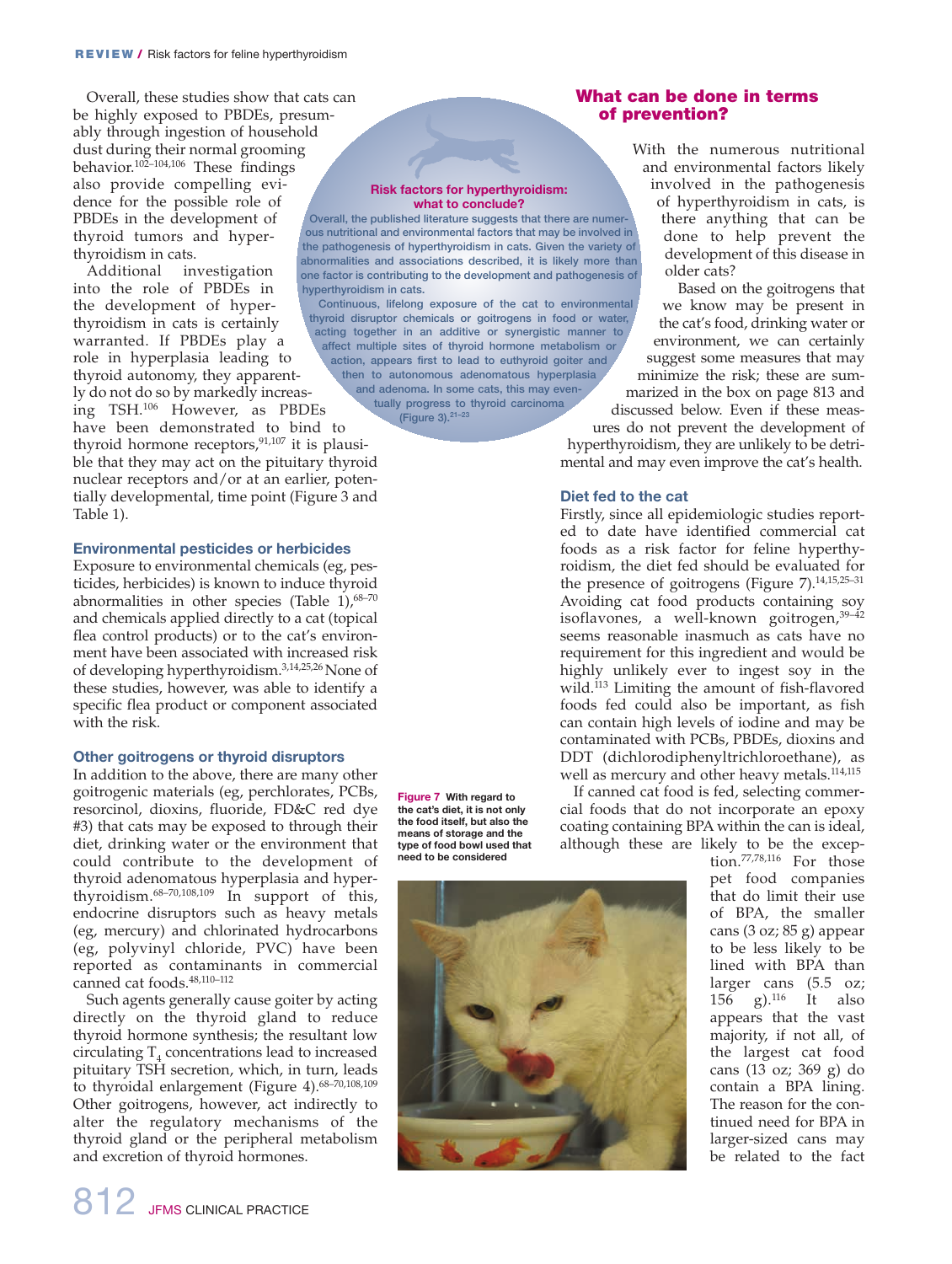Overall, these studies show that cats can be highly exposed to PBDEs, presumably through ingestion of household dust during their normal grooming behavior.[102–104,106] These findings also provide compelling evidence for the possible role of PBDEs in the development of thyroid tumors and hyperthyroidism in cats.

Additional investigation into the role of PBDEs in the development of hyperthyroidism in cats is certainly warranted. If PBDEs play a role in hyperplasia leading to thyroid autonomy, they apparently do not do so by markedly increasing TSH.[106] However, as PBDEs have been demonstrated to bind to thyroid hormone receptors,[91,107] it is plausible that they may act on the pituitary thyroid nuclear receptors and/or at an earlier, potentially developmental, time point (Figure 3 and Table 1).

### Environmental pesticides or herbicides

Exposure to environmental chemicals (eg, pesticides, herbicides) is known to induce thyroid abnormalities in other species (Table 1),[68–70] and chemicals applied directly to a cat (topical flea control products) or to the cat's environment have been associated with increased risk of developing hyperthyroidism.[3,14,25,26] None of these studies, however, was able to identify a specific flea product or component associated with the risk.

### Other goitrogens or thyroid disruptors

In addition to the above, there are many other goitrogenic materials (eg, perchlorates, PCBs, resorcinol, dioxins, fluoride, FD&C red dye #3) that cats may be exposed to through their diet, drinking water or the environment that could contribute to the development of thyroid adenomatous hyperplasia and hyperthyroidism.[68–70,108,109] In support of this, endocrine disruptors such as heavy metals (eg, mercury) and chlorinated hydrocarbons (eg, polyvinyl chloride, PVC) have been reported as contaminants in commercial canned cat foods.[48,110–112]

Such agents generally cause goiter by acting directly on the thyroid gland to reduce thyroid hormone synthesis; the resultant low circulating $T_4$ concentrations lead to increased pituitary TSH secretion, which, in turn, leads to thyroidal enlargement (Figure 4).[68–70,108,109] Other goitrogens, however, act indirectly to alter the regulatory mechanisms of the thyroid gland or the peripheral metabolism and excretion of thyroid hormones.

**Risk factors for hyperthyroidism: what to conclude?**

Overall, the published literature suggests that there are numerous nutritional and environmental factors that may be involved in the pathogenesis of hyperthyroidism in cats. Given the variety of abnormalities and associations described, it is likely more than one factor is contributing to the development and pathogenesis of hyperthyroidism in cats.

Continuous, lifelong exposure of the cat to environmental thyroid disruptor chemicals or goitrogens in food or water, acting together in an additive or synergistic manner to affect multiple sites of thyroid hormone metabolism or action, appears first to lead to euthyroid goiter and then to autonomous adenomatous hyperplasia and adenoma. In some cats, this may eventually progress to thyroid carcinoma (Figure 3).[21–23]

## What can be done in terms of prevention?

With the numerous nutritional and environmental factors likely involved in the pathogenesis of hyperthyroidism in cats, is there anything that can be done to help prevent the development of this disease in older cats?

Based on the goitrogens that we know may be present in the cat's food, drinking water or environment, we can certainly suggest some measures that may minimize the risk; these are summarized in the box on page 813 and discussed below. Even if these measures do not prevent the development of hyperthyroidism, they are unlikely to be detrimental and may even improve the cat's health.

### Diet fed to the cat

Firstly, since all epidemiologic studies reported to date have identified commercial cat foods as a risk factor for feline hyperthyroidism, the diet fed should be evaluated for the presence of goitrogens (Figure 7).[14,15,25–31] Avoiding cat food products containing soy isoflavones, a well-known goitrogen,[39–42] seems reasonable inasmuch as cats have no requirement for this ingredient and would be highly unlikely ever to ingest soy in the wild.[113] Limiting the amount of fish-flavored foods fed could also be important, as fish can contain high levels of iodine and may be contaminated with PCBs, PBDEs, dioxins and DDT (dichlorodiphenyltrichloroethane), as well as mercury and other heavy metals.[114,115]

If canned cat food is fed, selecting commercial foods that do not incorporate an epoxy coating containing BPA within the can is ideal, although these are likely to be the exception.[77,78,116] For those pet food companies that do limit their use of BPA, the smaller cans (3 oz; 85 g) appear to be less likely to be lined with BPA than larger cans (5.5 oz; 156 g).[116] It also appears that the vast majority, if not all, of the largest cat food cans (13 oz; 369 g) do contain a BPA lining. The reason for the continued need for BPA in larger-sized cans may be related to the fact

**Figure 7** With regard to the cat's diet, it is not only the food itself, but also the means of storage and the type of food bowl used that need to be considered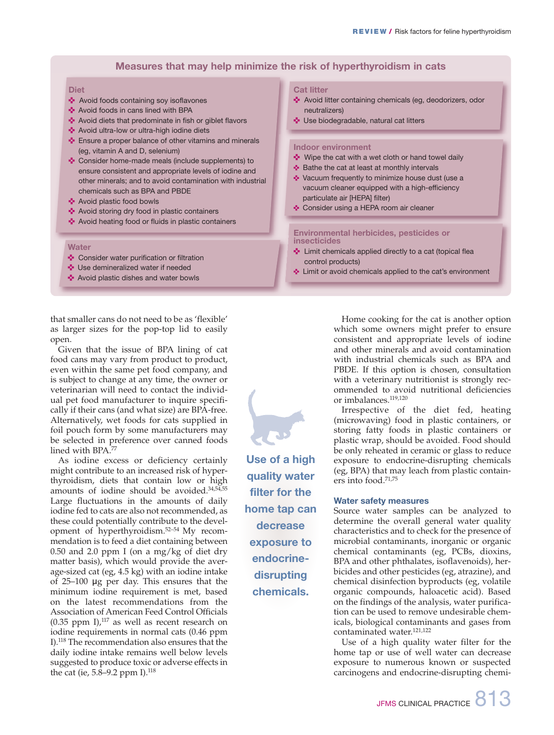## Measures that may help minimize the risk of hyperthyroidism in cats

### Diet

- Avoid foods containing soy isoflavones
- Avoid foods in cans lined with BPA
- Avoid diets that predominate in fish or giblet flavors
- Avoid ultra-low or ultra-high iodine diets
- Ensure a proper balance of other vitamins and minerals (eg, vitamin A and D, selenium)
- Consider home-made meals (include supplements) to ensure consistent and appropriate levels of iodine and other minerals; and to avoid contamination with industrial chemicals such as BPA and PBDE
- Avoid plastic food bowls
- Avoid storing dry food in plastic containers
- Avoid heating food or fluids in plastic containers

### Water

- Consider water purification or filtration
- Use demineralized water if needed
- Avoid plastic dishes and water bowls

### Cat litter

- Avoid litter containing chemicals (eg, deodorizers, odor neutralizers)
- Use biodegradable, natural cat litters

### Indoor environment

- Wipe the cat with a wet cloth or hand towel daily
- Bathe the cat at least at monthly intervals
- Vacuum frequently to minimize house dust (use a vacuum cleaner equipped with a high-efficiency particulate air [HEPA] filter)
- Consider using a HEPA room air cleaner

### Environmental herbicides, pesticides or insecticides

- Limit chemicals applied directly to a cat (topical flea control products)
- Limit or avoid chemicals applied to the cat's environment

that smaller cans do not need to be as 'flexible' as larger sizes for the pop-top lid to easily open.

Given that the issue of BPA lining of cat food cans may vary from product to product, even within the same pet food company, and is subject to change at any time, the owner or veterinarian will need to contact the individual pet food manufacturer to inquire specifically if their cans (and what size) are BPA-free. Alternatively, wet foods for cats supplied in foil pouch form by some manufacturers may be selected in preference over canned foods lined with BPA.[77]

As iodine excess or deficiency certainly might contribute to an increased risk of hyperthyroidism, diets that contain low or high amounts of iodine should be avoided.[34,54,55] Large fluctuations in the amounts of daily iodine fed to cats are also not recommended, as these could potentially contribute to the development of hyperthyroidism.[52–54] My recommendation is to feed a diet containing between 0.50 and 2.0 ppm I (on a mg/kg of diet dry matter basis), which would provide the average-sized cat (eg, 4.5 kg) with an iodine intake of 25–100 μg per day. This ensures that the minimum iodine requirement is met, based on the latest recommendations from the Association of American Feed Control Officials (0.35 ppm I),[117] as well as recent research on iodine requirements in normal cats (0.46 ppm I).[118] The recommendation also ensures that the daily iodine intake remains well below levels suggested to produce toxic or adverse effects in the cat (ie, 5.8–9.2 ppm I).[118]

**Use of a high quality water filter for the home tap can decrease exposure to endocrine-disrupting chemicals.**

Home cooking for the cat is another option which some owners might prefer to ensure consistent and appropriate levels of iodine and other minerals and avoid contamination with industrial chemicals such as BPA and PBDE. If this option is chosen, consultation with a veterinary nutritionist is strongly recommended to avoid nutritional deficiencies or imbalances.[119,120]

Irrespective of the diet fed, heating (microwaving) food in plastic containers, or storing fatty foods in plastic containers or plastic wrap, should be avoided. Food should be only reheated in ceramic or glass to reduce exposure to endocrine-disrupting chemicals (eg, BPA) that may leach from plastic containers into food.[71,75]

### Water safety measures

Source water samples can be analyzed to determine the overall general water quality characteristics and to check for the presence of microbial contaminants, inorganic or organic chemical contaminants (eg, PCBs, dioxins, BPA and other phthalates, isoflavonoids), herbicides and other pesticides (eg, atrazine), and chemical disinfection byproducts (eg, volatile organic compounds, haloacetic acid). Based on the findings of the analysis, water purification can be used to remove undesirable chemicals, biological contaminants and gases from contaminated water.[121,122]

Use of a high quality water filter for the home tap or use of well water can decrease exposure to numerous known or suspected carcinogens and endocrine-disrupting chemi-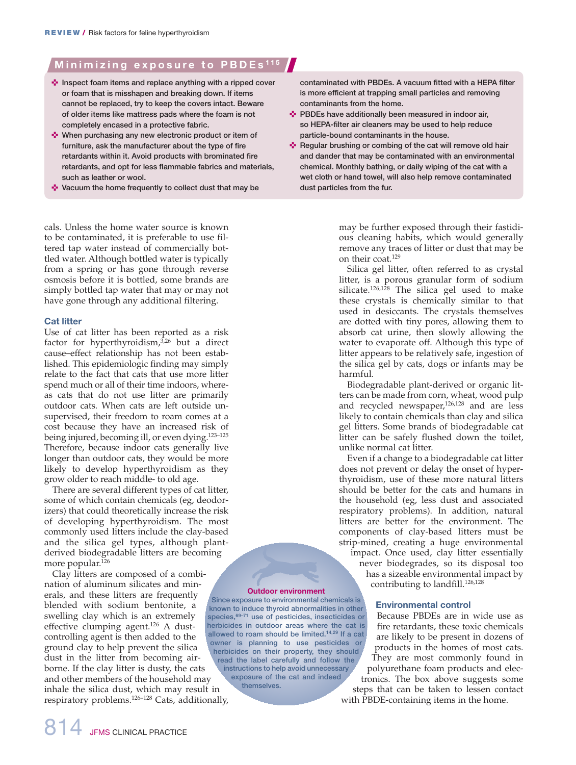## Minimizing exposure to PBDEs[115]

- Inspect foam items and replace anything with a ripped cover or foam that is misshapen and breaking down. If items cannot be replaced, try to keep the covers intact. Beware of older items like mattress pads where the foam is not completely encased in a protective fabric.
- When purchasing any new electronic product or item of furniture, ask the manufacturer about the type of fire retardants within it. Avoid products with brominated fire retardants, and opt for less flammable fabrics and materials, such as leather or wool.
- Vacuum the home frequently to collect dust that may be contaminated with PBDEs. A vacuum fitted with a HEPA filter is more efficient at trapping small particles and removing contaminants from the home.
- PBDEs have additionally been measured in indoor air, so HEPA-filter air cleaners may be used to help reduce particle-bound contaminants in the house.
- Regular brushing or combing of the cat will remove old hair and dander that may be contaminated with an environmental chemical. Monthly bathing, or daily wiping of the cat with a wet cloth or hand towel, will also help remove contaminated dust particles from the fur.

cals. Unless the home water source is known to be contaminated, it is preferable to use filtered tap water instead of commercially bottled water. Although bottled water is typically from a spring or has gone through reverse osmosis before it is bottled, some brands are simply bottled tap water that may or may not have gone through any additional filtering.

### Cat litter

Use of cat litter has been reported as a risk factor for hyperthyroidism,[3,26] but a direct cause–effect relationship has not been established. This epidemiologic finding may simply relate to the fact that cats that use more litter spend much or all of their time indoors, whereas cats that do not use litter are primarily outdoor cats. When cats are left outside unsupervised, their freedom to roam comes at a cost because they have an increased risk of being injured, becoming ill, or even dying.[123–125] Therefore, because indoor cats generally live longer than outdoor cats, they would be more likely to develop hyperthyroidism as they grow older to reach middle- to old age.

There are several different types of cat litter, some of which contain chemicals (eg, deodorizers) that could theoretically increase the risk of developing hyperthyroidism. The most commonly used litters include the clay-based and the silica gel types, although plant-derived biodegradable litters are becoming more popular.[126]

Clay litters are composed of a combination of aluminum silicates and minerals, and these litters are frequently blended with sodium bentonite, a swelling clay which is an extremely effective clumping agent.[126] A dust-controlling agent is then added to the ground clay to help prevent the silica dust in the litter from becoming airborne. If the clay litter is dusty, the cats and other members of the household may inhale the silica dust, which may result in respiratory problems.[126–128] Cats, additionally, may be further exposed through their fastidious cleaning habits, which would generally remove any traces of litter or dust that may be on their coat.[129]

Silica gel litter, often referred to as crystal litter, is a porous granular form of sodium silicate.[126,128] The silica gel used to make these crystals is chemically similar to that used in desiccants. The crystals themselves are dotted with tiny pores, allowing them to absorb cat urine, then slowly allowing the water to evaporate off. Although this type of litter appears to be relatively safe, ingestion of the silica gel by cats, dogs or infants may be harmful.

Biodegradable plant-derived or organic litters can be made from corn, wheat, wood pulp and recycled newspaper,[126,128] and are less likely to contain chemicals than clay and silica gel litters. Some brands of biodegradable cat litter can be safely flushed down the toilet, unlike normal cat litter.

Even if a change to a biodegradable cat litter does not prevent or delay the onset of hyperthyroidism, use of these more natural litters should be better for the cats and humans in the household (eg, less dust and associated respiratory problems). In addition, natural litters are better for the environment. The components of clay-based litters must be strip-mined, creating a huge environmental impact. Once used, clay litter essentially never biodegrades, so its disposal too has a sizeable environmental impact by contributing to landfill.[126,128]

**Outdoor environment**

Since exposure to environmental chemicals is known to induce thyroid abnormalities in other species,[69–71] use of pesticides, insecticides or herbicides in outdoor areas where the cat is allowed to roam should be limited.[14,29] If a cat owner is planning to use pesticides or herbicides on their property, they should read the label carefully and follow the instructions to help avoid unnecessary exposure of the cat and indeed themselves.

### Environmental control

Because PBDEs are in wide use as fire retardants, these toxic chemicals are likely to be present in dozens of products in the homes of most cats. They are most commonly found in polyurethane foam products and electronics. The box above suggests some steps that can be taken to lessen contact with PBDE-containing items in the home.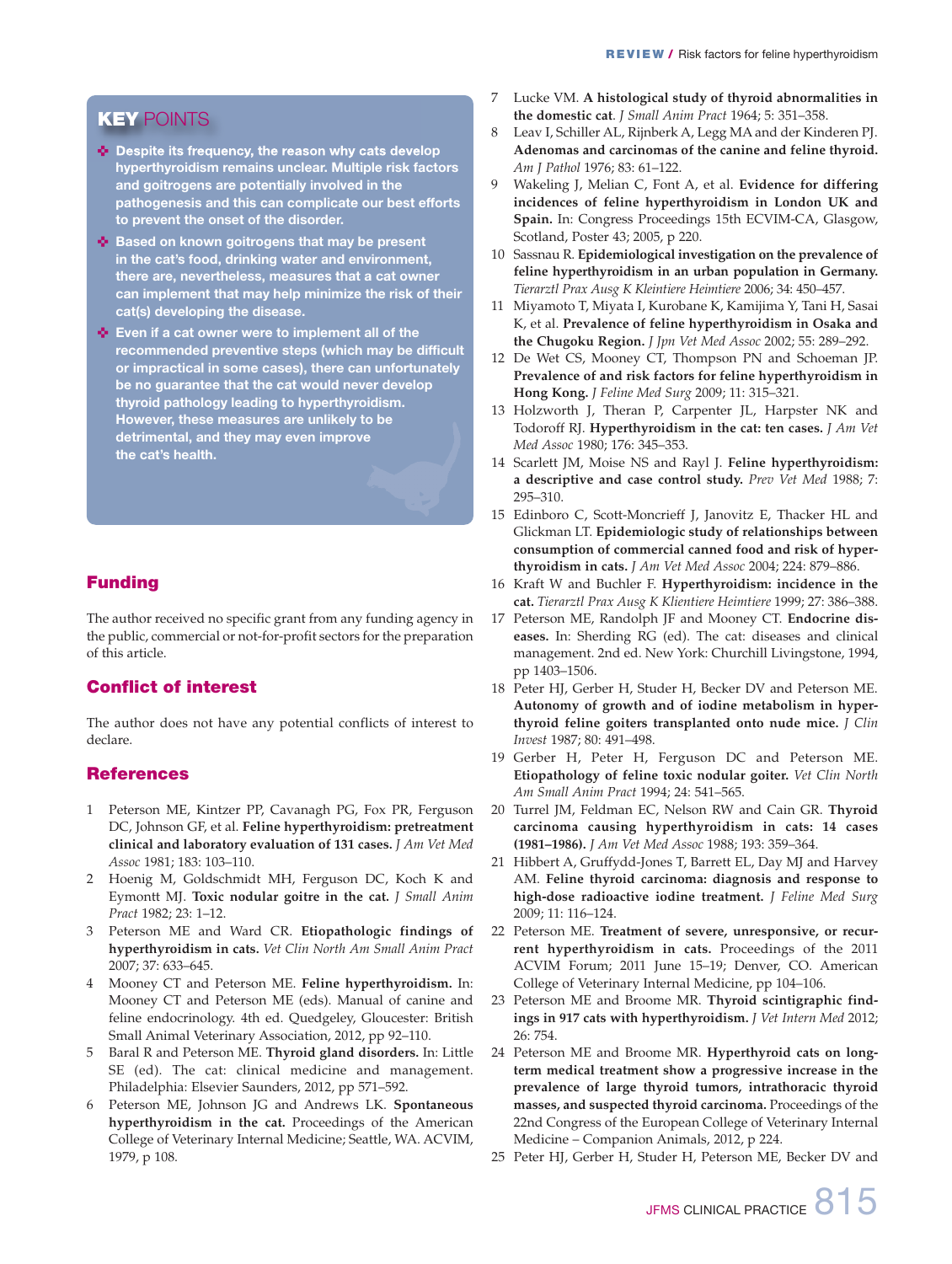## KEY POINTS

- Despite its frequency, the reason why cats develop hyperthyroidism remains unclear. Multiple risk factors and goitrogens are potentially involved in the pathogenesis and this can complicate our best efforts to prevent the onset of the disorder.
- Based on known goitrogens that may be present in the cat's food, drinking water and environment, there are, nevertheless, measures that a cat owner can implement that may help minimize the risk of their cat(s) developing the disease.
- Even if a cat owner were to implement all of the recommended preventive steps (which may be difficult or impractical in some cases), there can unfortunately be no guarantee that the cat would never develop thyroid pathology leading to hyperthyroidism. However, these measures are unlikely to be detrimental, and they may even improve the cat's health.

## Funding

The author received no specific grant from any funding agency in the public, commercial or not-for-profit sectors for the preparation of this article.

## Conflict of interest

The author does not have any potential conflicts of interest to declare.

## References

1. Peterson ME, Kintzer PP, Cavanagh PG, Fox PR, Ferguson DC, Johnson GF, et al. **Feline hyperthyroidism: pretreatment clinical and laboratory evaluation of 131 cases.** *J Am Vet Med Assoc* 1981; 183: 103–110.
2. Hoenig M, Goldschmidt MH, Ferguson DC, Koch K and Eymontt MJ. **Toxic nodular goitre in the cat.** *J Small Anim Pract* 1982; 23: 1–12.
3. Peterson ME and Ward CR. **Etiopathologic findings of hyperthyroidism in cats.** *Vet Clin North Am Small Anim Pract* 2007; 37: 633–645.
4. Mooney CT and Peterson ME. **Feline hyperthyroidism.** In: Mooney CT and Peterson ME (eds). Manual of canine and feline endocrinology. 4th ed. Quedgeley, Gloucester: British Small Animal Veterinary Association, 2012, pp 92–110.
5. Baral R and Peterson ME. **Thyroid gland disorders.** In: Little SE (ed). The cat: clinical medicine and management. Philadelphia: Elsevier Saunders, 2012, pp 571–592.
6. Peterson ME, Johnson JG and Andrews LK. **Spontaneous hyperthyroidism in the cat.** Proceedings of the American College of Veterinary Internal Medicine; Seattle, WA. ACVIM, 1979, p 108.
7. Lucke VM. **A histological study of thyroid abnormalities in the domestic cat.** *J Small Anim Pract* 1964; 5: 351–358.
8. Leav I, Schiller AL, Rijnberk A, Legg MA and der Kinderen PJ. **Adenomas and carcinomas of the canine and feline thyroid.** *Am J Pathol* 1976; 83: 61–122.
9. Wakeling J, Melian C, Font A, et al. **Evidence for differing incidences of feline hyperthyroidism in London UK and Spain.** In: Congress Proceedings 15th ECVIM-CA, Glasgow, Scotland, Poster 43; 2005, p 220.
10. Sassnau R. **Epidemiological investigation on the prevalence of feline hyperthyroidism in an urban population in Germany.** *Tierarztl Prax Ausg K Kleintiere Heimtiere* 2006; 34: 450–457.
11. Miyamoto T, Miyata I, Kurobane K, Kamijima Y, Tani H, Sasai K, et al. **Prevalence of feline hyperthyroidism in Osaka and the Chugoku Region.** *J Jpn Vet Med Assoc* 2002; 55: 289–292.
12. De Wet CS, Mooney CT, Thompson PN and Schoeman JP. **Prevalence of and risk factors for feline hyperthyroidism in Hong Kong.** *J Feline Med Surg* 2009; 11: 315–321.
13. Holzworth J, Theran P, Carpenter JL, Harpster NK and Todoroff RJ. **Hyperthyroidism in the cat: ten cases.** *J Am Vet Med Assoc* 1980; 176: 345–353.
14. Scarlett JM, Moise NS and Rayl J. **Feline hyperthyroidism: a descriptive and case control study.** *Prev Vet Med* 1988; 7: 295–310.
15. Edinboro C, Scott-Moncrieff J, Janovitz E, Thacker HL and Glickman LT. **Epidemiologic study of relationships between consumption of commercial canned food and risk of hyperthyroidism in cats.** *J Am Vet Med Assoc* 2004; 224: 879–886.
16. Kraft W and Buchler F. **Hyperthyroidism: incidence in the cat.** *Tierarztl Prax Ausg K Klientiere Heimtiere* 1999; 27: 386–388.
17. Peterson ME, Randolph JF and Mooney CT. **Endocrine diseases.** In: Sherding RG (ed). The cat: diseases and clinical management. 2nd ed. New York: Churchill Livingstone, 1994, pp 1403–1506.
18. Peter HJ, Gerber H, Studer H, Becker DV and Peterson ME. **Autonomy of growth and of iodine metabolism in hyperthyroid feline goiters transplanted onto nude mice.** *J Clin Invest* 1987; 80: 491–498.
19. Gerber H, Peter H, Ferguson DC and Peterson ME. **Etiopathology of feline toxic nodular goiter.** *Vet Clin North Am Small Anim Pract* 1994; 24: 541–565.
20. Turrel JM, Feldman EC, Nelson RW and Cain GR. **Thyroid carcinoma causing hyperthyroidism in cats: 14 cases (1981–1986).** *J Am Vet Med Assoc* 1988; 193: 359–364.
21. Hibbert A, Gruffydd-Jones T, Barrett EL, Day MJ and Harvey AM. **Feline thyroid carcinoma: diagnosis and response to high-dose radioactive iodine treatment.** *J Feline Med Surg* 2009; 11: 116–124.
22. Peterson ME. **Treatment of severe, unresponsive, or recurrent hyperthyroidism in cats.** Proceedings of the 2011 ACVIM Forum; 2011 June 15–19; Denver, CO. American College of Veterinary Internal Medicine, pp 104–106.
23. Peterson ME and Broome MR. **Thyroid scintigraphic findings in 917 cats with hyperthyroidism.** *J Vet Intern Med* 2012; 26: 754.
24. Peterson ME and Broome MR. **Hyperthyroid cats on long-term medical treatment show a progressive increase in the prevalence of large thyroid tumors, intrathoracic thyroid masses, and suspected thyroid carcinoma.** Proceedings of the 22nd Congress of the European College of Veterinary Internal Medicine – Companion Animals, 2012, p 224.
25. Peter HJ, Gerber H, Studer H, Peterson ME, Becker DV and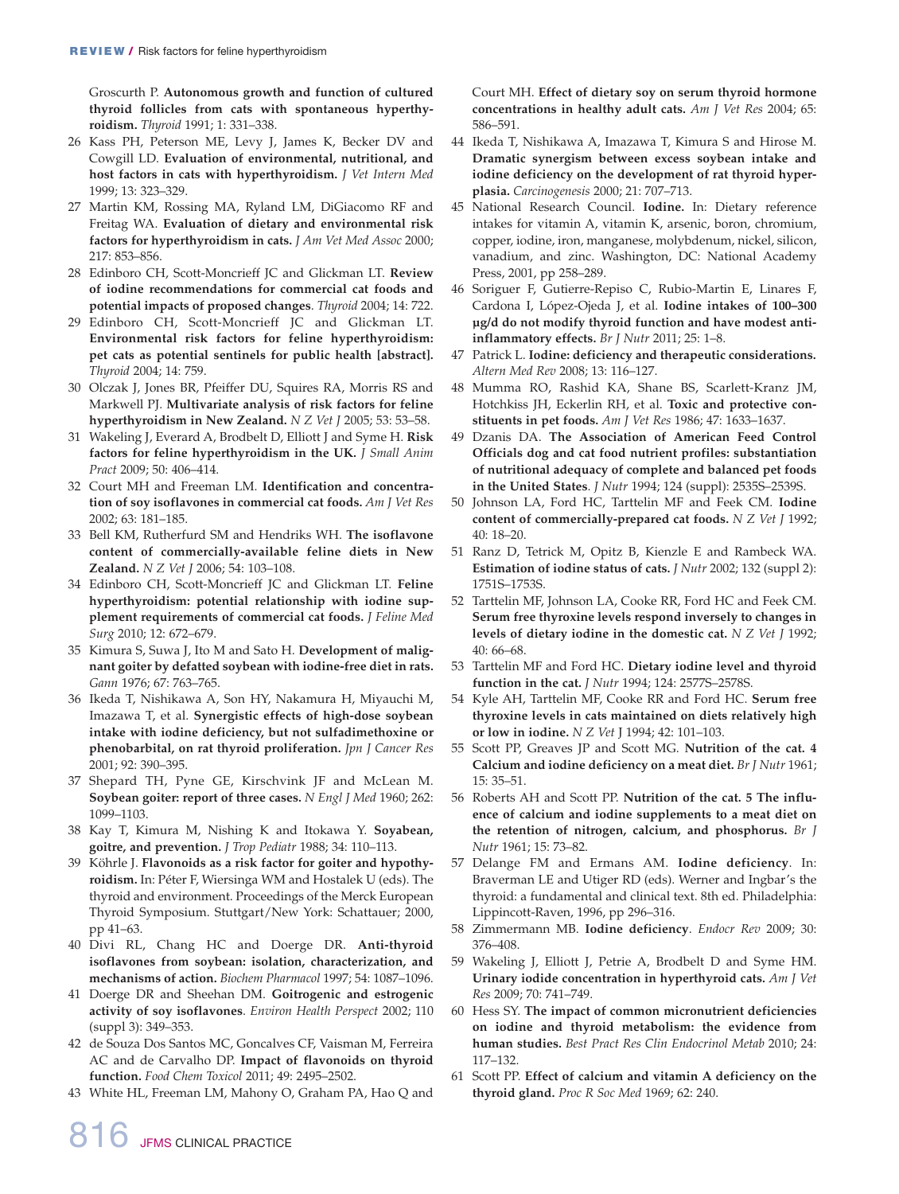Groscurth P. **Autonomous growth and function of cultured thyroid follicles from cats with spontaneous hyperthyroidism.** *Thyroid* 1991; 1: 331–338.

26 Kass PH, Peterson ME, Levy J, James K, Becker DV and Cowgill LD. **Evaluation of environmental, nutritional, and host factors in cats with hyperthyroidism.** *J Vet Intern Med* 1999; 13: 323–329.

27 Martin KM, Rossing MA, Ryland LM, DiGiacomo RF and Freitag WA. **Evaluation of dietary and environmental risk factors for hyperthyroidism in cats.** *J Am Vet Med Assoc* 2000; 217: 853–856.

28 Edinboro CH, Scott-Moncrieff JC and Glickman LT. **Review of iodine recommendations for commercial cat foods and potential impacts of proposed changes**. *Thyroid* 2004; 14: 722.

29 Edinboro CH, Scott-Moncrieff JC and Glickman LT. **Environmental risk factors for feline hyperthyroidism: pet cats as potential sentinels for public health [abstract].** *Thyroid* 2004; 14: 759.

30 Olczak J, Jones BR, Pfeiffer DU, Squires RA, Morris RS and Markwell PJ. **Multivariate analysis of risk factors for feline hyperthyroidism in New Zealand.** *N Z Vet J* 2005; 53: 53–58.

31 Wakeling J, Everard A, Brodbelt D, Elliott J and Syme H. **Risk factors for feline hyperthyroidism in the UK.** *J Small Anim Pract* 2009; 50: 406–414.

32 Court MH and Freeman LM. **Identification and concentration of soy isoflavones in commercial cat foods.** *Am J Vet Res* 2002; 63: 181–185.

33 Bell KM, Rutherfurd SM and Hendriks WH. **The isoflavone content of commercially-available feline diets in New Zealand.** *N Z Vet J* 2006; 54: 103–108.

34 Edinboro CH, Scott-Moncrieff JC and Glickman LT. **Feline hyperthyroidism: potential relationship with iodine supplement requirements of commercial cat foods.** *J Feline Med Surg* 2010; 12: 672–679.

35 Kimura S, Suwa J, Ito M and Sato H. **Development of malignant goiter by defatted soybean with iodine-free diet in rats.** *Gann* 1976; 67: 763–765.

36 Ikeda T, Nishikawa A, Son HY, Nakamura H, Miyauchi M, Imazawa T, et al. **Synergistic effects of high-dose soybean intake with iodine deficiency, but not sulfadimethoxine or phenobarbital, on rat thyroid proliferation.** *Jpn J Cancer Res* 2001; 92: 390–395.

37 Shepard TH, Pyne GE, Kirschvink JF and McLean M. **Soybean goiter: report of three cases.** *N Engl J Med* 1960; 262: 1099–1103.

38 Kay T, Kimura M, Nishing K and Itokawa Y. **Soyabean, goitre, and prevention.** *J Trop Pediatr* 1988; 34: 110–113.

39 Köhrle J. **Flavonoids as a risk factor for goiter and hypothyroidism.** In: Péter F, Wiersinga WM and Hostalek U (eds). The thyroid and environment. Proceedings of the Merck European Thyroid Symposium. Stuttgart/New York: Schattauer; 2000, pp 41–63.

40 Divi RL, Chang HC and Doerge DR. **Anti-thyroid isoflavones from soybean: isolation, characterization, and mechanisms of action.** *Biochem Pharmacol* 1997; 54: 1087–1096.

41 Doerge DR and Sheehan DM. **Goitrogenic and estrogenic activity of soy isoflavones**. *Environ Health Perspect* 2002; 110 (suppl 3): 349–353.

42 de Souza Dos Santos MC, Goncalves CF, Vaisman M, Ferreira AC and de Carvalho DP. **Impact of flavonoids on thyroid function.** *Food Chem Toxicol* 2011; 49: 2495–2502.

43 White HL, Freeman LM, Mahony O, Graham PA, Hao Q and Court MH. **Effect of dietary soy on serum thyroid hormone concentrations in healthy adult cats.** *Am J Vet Res* 2004; 65: 586–591.

44 Ikeda T, Nishikawa A, Imazawa T, Kimura S and Hirose M. **Dramatic synergism between excess soybean intake and iodine deficiency on the development of rat thyroid hyperplasia.** *Carcinogenesis* 2000; 21: 707–713.

45 National Research Council. **Iodine.** In: Dietary reference intakes for vitamin A, vitamin K, arsenic, boron, chromium, copper, iodine, iron, manganese, molybdenum, nickel, silicon, vanadium, and zinc. Washington, DC: National Academy Press, 2001, pp 258–289.

46 Soriguer F, Gutierre-Repiso C, Rubio-Martin E, Linares F, Cardona I, López-Ojeda J, et al. **Iodine intakes of 100–300 µg/d do not modify thyroid function and have modest anti-inflammatory effects.** *Br J Nutr* 2011; 25: 1–8.

47 Patrick L. **Iodine: deficiency and therapeutic considerations.** *Altern Med Rev* 2008; 13: 116–127.

48 Mumma RO, Rashid KA, Shane BS, Scarlett-Kranz JM, Hotchkiss JH, Eckerlin RH, et al. **Toxic and protective constituents in pet foods.** *Am J Vet Res* 1986; 47: 1633–1637.

49 Dzanis DA. **The Association of American Feed Control Officials dog and cat food nutrient profiles: substantiation of nutritional adequacy of complete and balanced pet foods in the United States**. *J Nutr* 1994; 124 (suppl): 2535S–2539S.

50 Johnson LA, Ford HC, Tarttelin MF and Feek CM. **Iodine content of commercially-prepared cat foods.** *N Z Vet J* 1992; 40: 18–20.

51 Ranz D, Tetrick M, Opitz B, Kienzle E and Rambeck WA. **Estimation of iodine status of cats.** *J Nutr* 2002; 132 (suppl 2): 1751S–1753S.

52 Tarttelin MF, Johnson LA, Cooke RR, Ford HC and Feek CM. **Serum free thyroxine levels respond inversely to changes in levels of dietary iodine in the domestic cat.** *N Z Vet J* 1992; 40: 66–68.

53 Tarttelin MF and Ford HC. **Dietary iodine level and thyroid function in the cat.** *J Nutr* 1994; 124: 2577S–2578S.

54 Kyle AH, Tarttelin MF, Cooke RR and Ford HC. **Serum free thyroxine levels in cats maintained on diets relatively high or low in iodine.** *N Z Vet* J 1994; 42: 101–103.

55 Scott PP, Greaves JP and Scott MG. **Nutrition of the cat. 4 Calcium and iodine deficiency on a meat diet.** *Br J Nutr* 1961; 15: 35–51.

56 Roberts AH and Scott PP. **Nutrition of the cat. 5 The influence of calcium and iodine supplements to a meat diet on the retention of nitrogen, calcium, and phosphorus.** *Br J Nutr* 1961; 15: 73–82.

57 Delange FM and Ermans AM. **Iodine deficiency**. In: Braverman LE and Utiger RD (eds). Werner and Ingbar's the thyroid: a fundamental and clinical text. 8th ed. Philadelphia: Lippincott-Raven, 1996, pp 296–316.

58 Zimmermann MB. **Iodine deficiency**. *Endocr Rev* 2009; 30: 376–408.

59 Wakeling J, Elliott J, Petrie A, Brodbelt D and Syme HM. **Urinary iodide concentration in hyperthyroid cats.** *Am J Vet Res* 2009; 70: 741–749.

60 Hess SY. **The impact of common micronutrient deficiencies on iodine and thyroid metabolism: the evidence from human studies.** *Best Pract Res Clin Endocrinol Metab* 2010; 24: 117–132.

61 Scott PP. **Effect of calcium and vitamin A deficiency on the thyroid gland.** *Proc R Soc Med* 1969; 62: 240.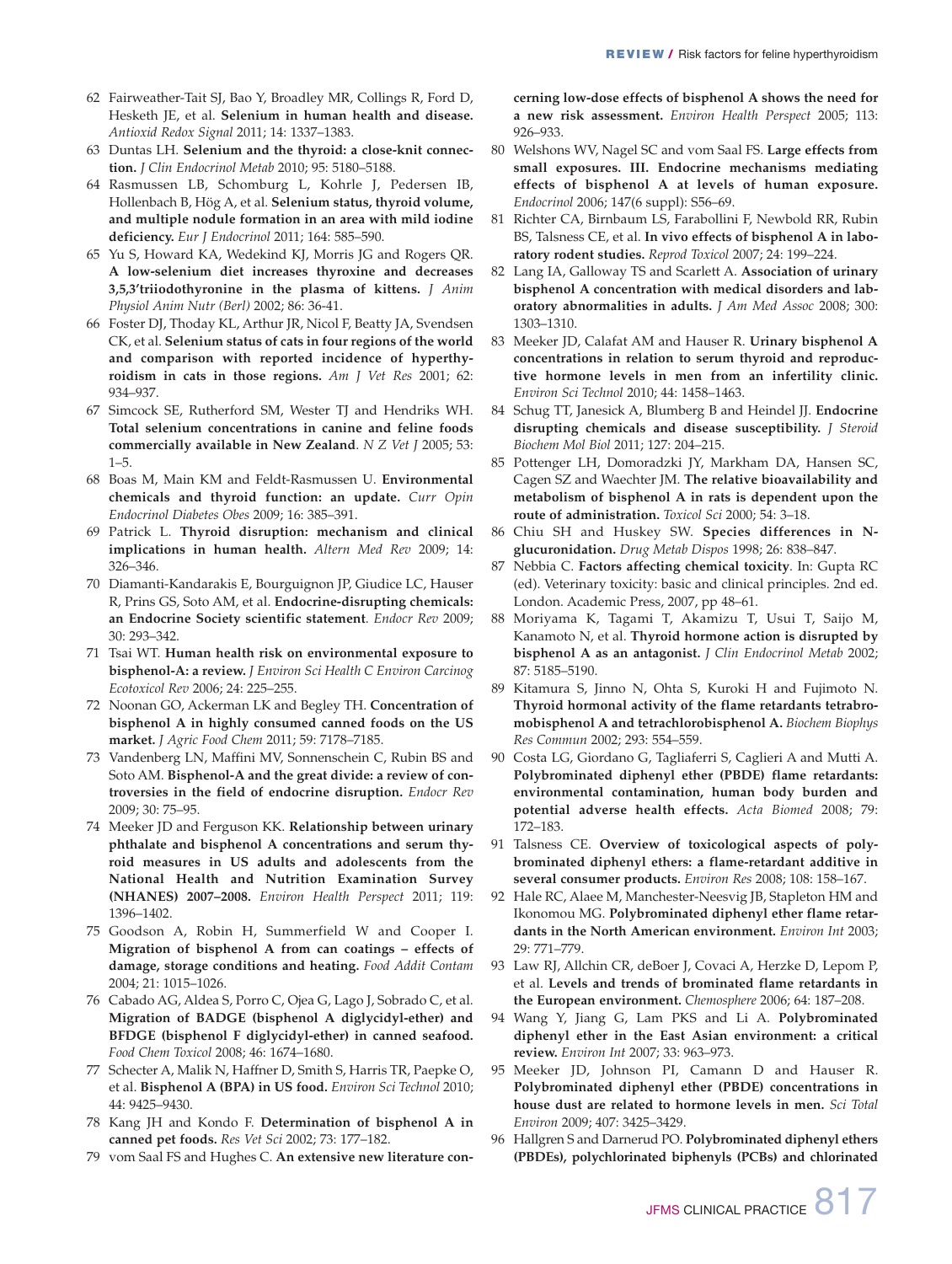62 Fairweather-Tait SJ, Bao Y, Broadley MR, Collings R, Ford D, Hesketh JE, et al. **Selenium in human health and disease.** *Antioxid Redox Signal* 2011; 14: 1337–1383.

63 Duntas LH. **Selenium and the thyroid: a close-knit connection.** *J Clin Endocrinol Metab* 2010; 95: 5180–5188.

64 Rasmussen LB, Schomburg L, Kohrle J, Pedersen IB, Hollenbach B, Hög A, et al. **Selenium status, thyroid volume, and multiple nodule formation in an area with mild iodine deficiency.** *Eur J Endocrinol* 2011; 164: 585–590.

65 Yu S, Howard KA, Wedekind KJ, Morris JG and Rogers QR. **A low-selenium diet increases thyroxine and decreases 3,5,3'triiodothyronine in the plasma of kittens.** *J Anim Physiol Anim Nutr (Berl)* 2002; 86: 36-41.

66 Foster DJ, Thoday KL, Arthur JR, Nicol F, Beatty JA, Svendsen CK, et al. **Selenium status of cats in four regions of the world and comparison with reported incidence of hyperthyroidism in cats in those regions.** *Am J Vet Res* 2001; 62: 934–937.

67 Simcock SE, Rutherford SM, Wester TJ and Hendriks WH. **Total selenium concentrations in canine and feline foods commercially available in New Zealand**. *N Z Vet J* 2005; 53: 1–5.

68 Boas M, Main KM and Feldt-Rasmussen U. **Environmental chemicals and thyroid function: an update.** *Curr Opin Endocrinol Diabetes Obes* 2009; 16: 385–391.

69 Patrick L. **Thyroid disruption: mechanism and clinical implications in human health.** *Altern Med Rev* 2009; 14: 326–346.

70 Diamanti-Kandarakis E, Bourguignon JP, Giudice LC, Hauser R, Prins GS, Soto AM, et al. **Endocrine-disrupting chemicals: an Endocrine Society scientific statement**. *Endocr Rev* 2009; 30: 293–342.

71 Tsai WT. **Human health risk on environmental exposure to bisphenol-A: a review.** *J Environ Sci Health C Environ Carcinog Ecotoxicol Rev* 2006; 24: 225–255.

72 Noonan GO, Ackerman LK and Begley TH. **Concentration of bisphenol A in highly consumed canned foods on the US market.** *J Agric Food Chem* 2011; 59: 7178–7185.

73 Vandenberg LN, Maffini MV, Sonnenschein C, Rubin BS and Soto AM. **Bisphenol-A and the great divide: a review of controversies in the field of endocrine disruption.** *Endocr Rev* 2009; 30: 75–95.

74 Meeker JD and Ferguson KK. **Relationship between urinary phthalate and bisphenol A concentrations and serum thyroid measures in US adults and adolescents from the National Health and Nutrition Examination Survey (NHANES) 2007–2008.** *Environ Health Perspect* 2011; 119: 1396–1402.

75 Goodson A, Robin H, Summerfield W and Cooper I. **Migration of bisphenol A from can coatings – effects of damage, storage conditions and heating.** *Food Addit Contam* 2004; 21: 1015–1026.

76 Cabado AG, Aldea S, Porro C, Ojea G, Lago J, Sobrado C, et al. **Migration of BADGE (bisphenol A diglycidyl-ether) and BFDGE (bisphenol F diglycidyl-ether) in canned seafood.** *Food Chem Toxicol* 2008; 46: 1674–1680.

77 Schecter A, Malik N, Haffner D, Smith S, Harris TR, Paepke O, et al. **Bisphenol A (BPA) in US food.** *Environ Sci Technol* 2010; 44: 9425–9430.

78 Kang JH and Kondo F. **Determination of bisphenol A in canned pet foods.** *Res Vet Sci* 2002; 73: 177–182.

79 vom Saal FS and Hughes C. **An extensive new literature concerning low-dose effects of bisphenol A shows the need for a new risk assessment.** *Environ Health Perspect* 2005; 113: 926–933.

80 Welshons WV, Nagel SC and vom Saal FS. **Large effects from small exposures. III. Endocrine mechanisms mediating effects of bisphenol A at levels of human exposure.** *Endocrinol* 2006; 147(6 suppl): S56–69.

81 Richter CA, Birnbaum LS, Farabollini F, Newbold RR, Rubin BS, Talsness CE, et al. **In vivo effects of bisphenol A in laboratory rodent studies.** *Reprod Toxicol* 2007; 24: 199–224.

82 Lang IA, Galloway TS and Scarlett A. **Association of urinary bisphenol A concentration with medical disorders and laboratory abnormalities in adults.** *J Am Med Assoc* 2008; 300: 1303–1310.

83 Meeker JD, Calafat AM and Hauser R. **Urinary bisphenol A concentrations in relation to serum thyroid and reproductive hormone levels in men from an infertility clinic.** *Environ Sci Technol* 2010; 44: 1458–1463.

84 Schug TT, Janesick A, Blumberg B and Heindel JJ. **Endocrine disrupting chemicals and disease susceptibility.** *J Steroid Biochem Mol Biol* 2011; 127: 204–215.

85 Pottenger LH, Domoradzki JY, Markham DA, Hansen SC, Cagen SZ and Waechter JM. **The relative bioavailability and metabolism of bisphenol A in rats is dependent upon the route of administration.** *Toxicol Sci* 2000; 54: 3–18.

86 Chiu SH and Huskey SW. **Species differences in N-glucuronidation.** *Drug Metab Dispos* 1998; 26: 838–847.

87 Nebbia C. **Factors affecting chemical toxicity**. In: Gupta RC (ed). Veterinary toxicity: basic and clinical principles. 2nd ed. London. Academic Press, 2007, pp 48–61.

88 Moriyama K, Tagami T, Akamizu T, Usui T, Saijo M, Kanamoto N, et al. **Thyroid hormone action is disrupted by bisphenol A as an antagonist.** *J Clin Endocrinol Metab* 2002; 87: 5185–5190.

89 Kitamura S, Jinno N, Ohta S, Kuroki H and Fujimoto N. **Thyroid hormonal activity of the flame retardants tetrabromobisphenol A and tetrachlorobisphenol A.** *Biochem Biophys Res Commun* 2002; 293: 554–559.

90 Costa LG, Giordano G, Tagliaferri S, Caglieri A and Mutti A. **Polybrominated diphenyl ether (PBDE) flame retardants: environmental contamination, human body burden and potential adverse health effects.** *Acta Biomed* 2008; 79: 172–183.

91 Talsness CE. **Overview of toxicological aspects of polybrominated diphenyl ethers: a flame-retardant additive in several consumer products.** *Environ Res* 2008; 108: 158–167.

92 Hale RC, Alaee M, Manchester-Neesvig JB, Stapleton HM and Ikonomou MG. **Polybrominated diphenyl ether flame retardants in the North American environment.** *Environ Int* 2003; 29: 771–779.

93 Law RJ, Allchin CR, deBoer J, Covaci A, Herzke D, Lepom P, et al. **Levels and trends of brominated flame retardants in the European environment.** *Chemosphere* 2006; 64: 187–208.

94 Wang Y, Jiang G, Lam PKS and Li A. **Polybrominated diphenyl ether in the East Asian environment: a critical review.** *Environ Int* 2007; 33: 963–973.

95 Meeker JD, Johnson PI, Camann D and Hauser R. **Polybrominated diphenyl ether (PBDE) concentrations in house dust are related to hormone levels in men.** *Sci Total Environ* 2009; 407: 3425–3429.

96 Hallgren S and Darnerud PO. **Polybrominated diphenyl ethers (PBDEs), polychlorinated biphenyls (PCBs) and chlorinated**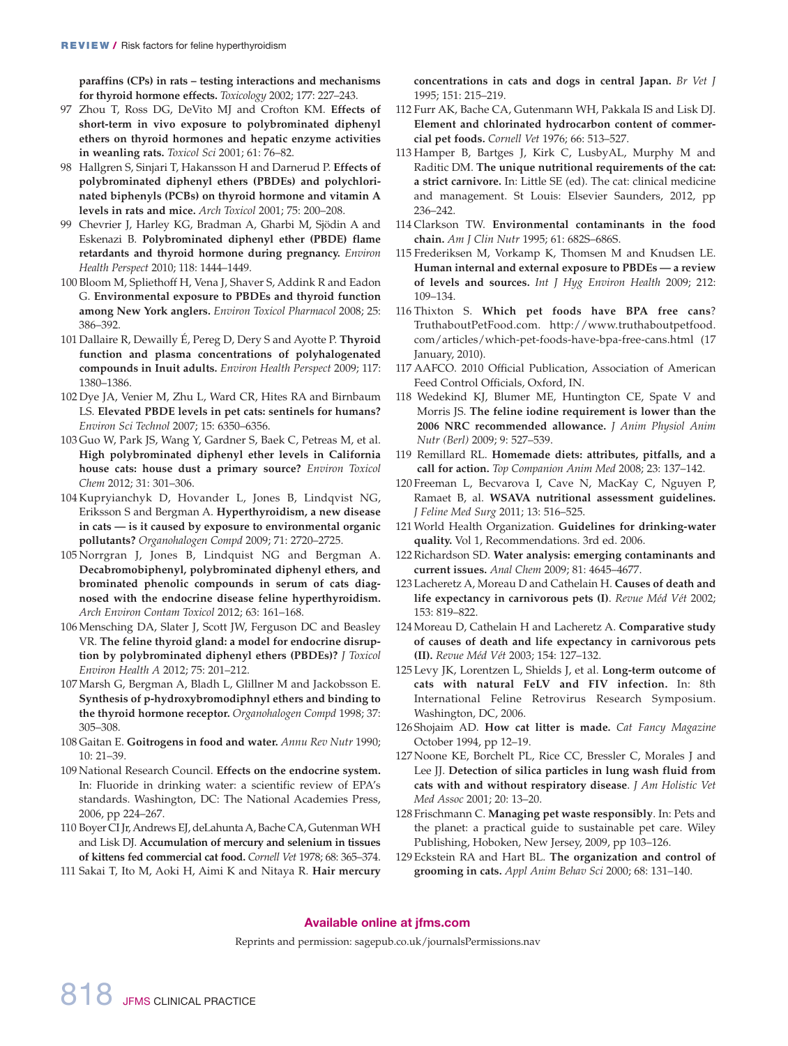paraffins (CPs) in rats – testing interactions and mechanisms for thyroid hormone effects.** *Toxicology* 2002; 177: 227–243.

97 Zhou T, Ross DG, DeVito MJ and Crofton KM. **Effects of short-term in vivo exposure to polybrominated diphenyl ethers on thyroid hormones and hepatic enzyme activities in weanling rats.** *Toxicol Sci* 2001; 61: 76–82.

98 Hallgren S, Sinjari T, Hakansson H and Darnerud P. **Effects of polybrominated diphenyl ethers (PBDEs) and polychlorinated biphenyls (PCBs) on thyroid hormone and vitamin A levels in rats and mice.** *Arch Toxicol* 2001; 75: 200–208.

99 Chevrier J, Harley KG, Bradman A, Gharbi M, Sjödin A and Eskenazi B. **Polybrominated diphenyl ether (PBDE) flame retardants and thyroid hormone during pregnancy.** *Environ Health Perspect* 2010; 118: 1444–1449.

100 Bloom M, Spliethoff H, Vena J, Shaver S, Addink R and Eadon G. **Environmental exposure to PBDEs and thyroid function among New York anglers.** *Environ Toxicol Pharmacol* 2008; 25: 386–392.

101 Dallaire R, Dewailly É, Pereg D, Dery S and Ayotte P. **Thyroid function and plasma concentrations of polyhalogenated compounds in Inuit adults.** *Environ Health Perspect* 2009; 117: 1380–1386.

102 Dye JA, Venier M, Zhu L, Ward CR, Hites RA and Birnbaum LS. **Elevated PBDE levels in pet cats: sentinels for humans?** *Environ Sci Technol* 2007; 15: 6350–6356.

103 Guo W, Park JS, Wang Y, Gardner S, Baek C, Petreas M, et al. **High polybrominated diphenyl ether levels in California house cats: house dust a primary source?** *Environ Toxicol Chem* 2012; 31: 301–306.

104 Kupryianchyk D, Hovander L, Jones B, Lindqvist NG, Eriksson S and Bergman A. **Hyperthyroidism, a new disease in cats — is it caused by exposure to environmental organic pollutants?** *Organohalogen Compd* 2009; 71: 2720–2725.

105 Norrgran J, Jones B, Lindquist NG and Bergman A. **Decabromobiphenyl, polybrominated diphenyl ethers, and brominated phenolic compounds in serum of cats diagnosed with the endocrine disease feline hyperthyroidism.** *Arch Environ Contam Toxicol* 2012; 63: 161–168.

106 Mensching DA, Slater J, Scott JW, Ferguson DC and Beasley VR. **The feline thyroid gland: a model for endocrine disruption by polybrominated diphenyl ethers (PBDEs)?** *J Toxicol Environ Health A* 2012; 75: 201–212.

107 Marsh G, Bergman A, Bladh L, Glillner M and Jackobsson E. **Synthesis of p-hydroxybromodiphnyl ethers and binding to the thyroid hormone receptor.** *Organohalogen Compd* 1998; 37: 305–308.

108 Gaitan E. **Goitrogens in food and water.** *Annu Rev Nutr* 1990; 10: 21–39.

109 National Research Council. **Effects on the endocrine system.** In: Fluoride in drinking water: a scientific review of EPA's standards. Washington, DC: The National Academies Press, 2006, pp 224–267.

110 Boyer CI Jr, Andrews EJ, deLahunta A, Bache CA, Gutenman WH and Lisk DJ. **Accumulation of mercury and selenium in tissues of kittens fed commercial cat food.** *Cornell Vet* 1978; 68: 365–374.

111 Sakai T, Ito M, Aoki H, Aimi K and Nitaya R. **Hair mercury concentrations in cats and dogs in central Japan.** *Br Vet J* 1995; 151: 215–219.

112 Furr AK, Bache CA, Gutenmann WH, Pakkala IS and Lisk DJ. **Element and chlorinated hydrocarbon content of commercial pet foods.** *Cornell Vet* 1976; 66: 513–527.

113 Hamper B, Bartges J, Kirk C, LusbyAL, Murphy M and Raditic DM. **The unique nutritional requirements of the cat: a strict carnivore.** In: Little SE (ed). The cat: clinical medicine and management. St Louis: Elsevier Saunders, 2012, pp 236–242.

114 Clarkson TW. **Environmental contaminants in the food chain.** *Am J Clin Nutr* 1995; 61: 682S–686S.

115 Frederiksen M, Vorkamp K, Thomsen M and Knudsen LE. **Human internal and external exposure to PBDEs — a review of levels and sources.** *Int J Hyg Environ Health* 2009; 212: 109–134.

116 Thixton S. **Which pet foods have BPA free cans**? TruthaboutPetFood.com. http://www.truthaboutpetfood.com/articles/which-pet-foods-have-bpa-free-cans.html (17 January, 2010).

117 AAFCO. 2010 Official Publication, Association of American Feed Control Officials, Oxford, IN.

118 Wedekind KJ, Blumer ME, Huntington CE, Spate V and Morris JS. **The feline iodine requirement is lower than the 2006 NRC recommended allowance.** *J Anim Physiol Anim Nutr (Berl)* 2009; 9: 527–539.

119 Remillard RL. **Homemade diets: attributes, pitfalls, and a call for action.** *Top Companion Anim Med* 2008; 23: 137–142.

120 Freeman L, Becvarova I, Cave N, MacKay C, Nguyen P, Ramaet B, al. **WSAVA nutritional assessment guidelines.** *J Feline Med Surg* 2011; 13: 516–525.

121 World Health Organization. **Guidelines for drinking-water quality.** Vol 1, Recommendations. 3rd ed. 2006.

122 Richardson SD. **Water analysis: emerging contaminants and current issues.** *Anal Chem* 2009; 81: 4645–4677.

123 Lacheretz A, Moreau D and Cathelain H. **Causes of death and life expectancy in carnivorous pets (I)**. *Revue Méd Vét* 2002; 153: 819–822.

124 Moreau D, Cathelain H and Lacheretz A. **Comparative study of causes of death and life expectancy in carnivorous pets (II).** *Revue Méd Vét* 2003; 154: 127–132.

125 Levy JK, Lorentzen L, Shields J, et al. **Long-term outcome of cats with natural FeLV and FIV infection.** In: 8th International Feline Retrovirus Research Symposium. Washington, DC, 2006.

126 Shojaim AD. **How cat litter is made.** *Cat Fancy Magazine* October 1994, pp 12–19.

127 Noone KE, Borchelt PL, Rice CC, Bressler C, Morales J and Lee JJ. **Detection of silica particles in lung wash fluid from cats with and without respiratory disease**. *J Am Holistic Vet Med Assoc* 2001; 20: 13–20.

128 Frischmann C. **Managing pet waste responsibly**. In: Pets and the planet: a practical guide to sustainable pet care. Wiley Publishing, Hoboken, New Jersey, 2009, pp 103–126.

129 Eckstein RA and Hart BL. **The organization and control of grooming in cats.** *Appl Anim Behav Sci* 2000; 68: 131–140.

**Available online at jfms.com**

Reprints and permission: sagepub.co.uk/journalsPermissions.nav